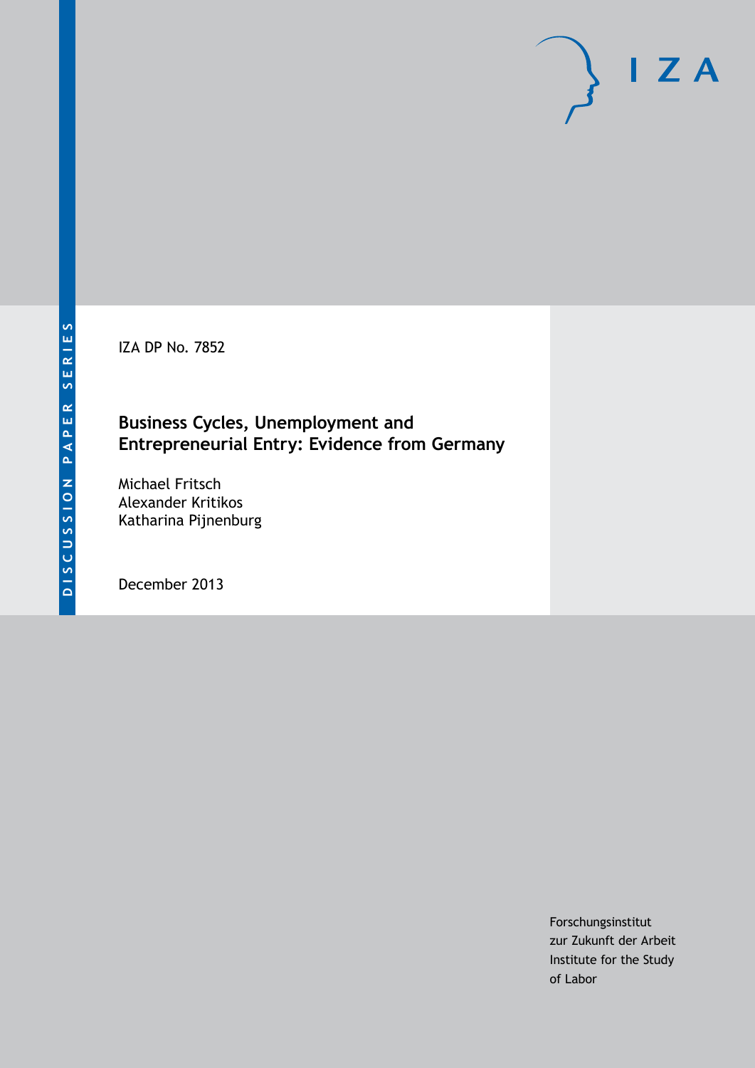DISCUSSION PAPER SERIES

IZA DP No. 7852

# Business Cycles, Unemployment and Entrepreneurial Entry: Evidence from Germany

Michael Fritsch
Alexander Kritikos
Katharina Pijnenburg

December 2013

Forschungsinstitut
zur Zukunft der Arbeit
Institute for the Study
of Labor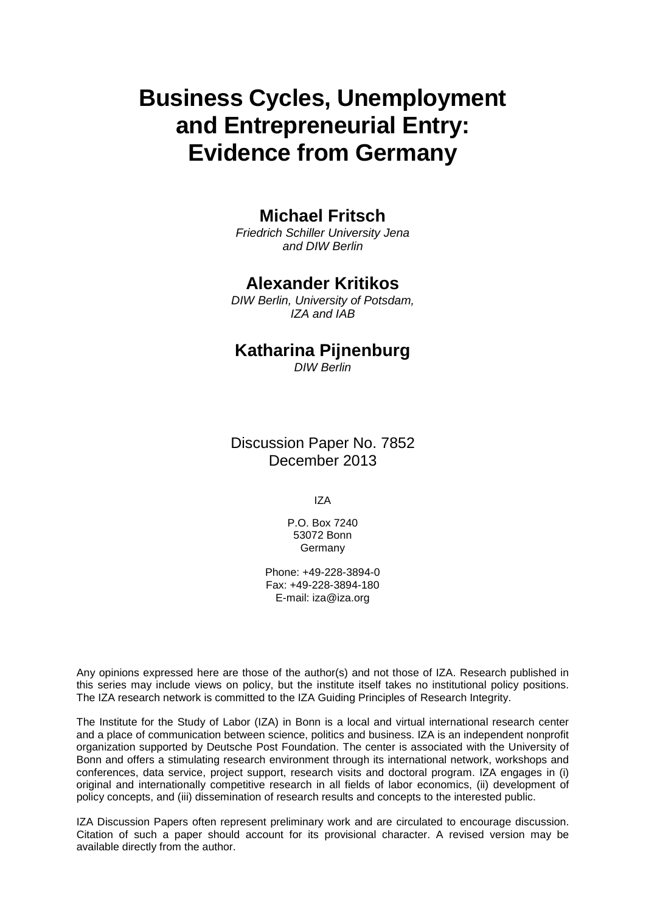# Business Cycles, Unemployment and Entrepreneurial Entry: Evidence from Germany

## Michael Fritsch

*Friedrich Schiller University Jena and DIW Berlin*

## Alexander Kritikos

*DIW Berlin, University of Potsdam, IZA and IAB*

## Katharina Pijnenburg

*DIW Berlin*

Discussion Paper No. 7852
December 2013

IZA

P.O. Box 7240
53072 Bonn
Germany

Phone: +49-228-3894-0
Fax: +49-228-3894-180
E-mail: iza@iza.org

Any opinions expressed here are those of the author(s) and not those of IZA. Research published in this series may include views on policy, but the institute itself takes no institutional policy positions. The IZA research network is committed to the IZA Guiding Principles of Research Integrity.

The Institute for the Study of Labor (IZA) in Bonn is a local and virtual international research center and a place of communication between science, politics and business. IZA is an independent nonprofit organization supported by Deutsche Post Foundation. The center is associated with the University of Bonn and offers a stimulating research environment through its international network, workshops and conferences, data service, project support, research visits and doctoral program. IZA engages in (i) original and internationally competitive research in all fields of labor economics, (ii) development of policy concepts, and (iii) dissemination of research results and concepts to the interested public.

IZA Discussion Papers often represent preliminary work and are circulated to encourage discussion. Citation of such a paper should account for its provisional character. A revised version may be available directly from the author.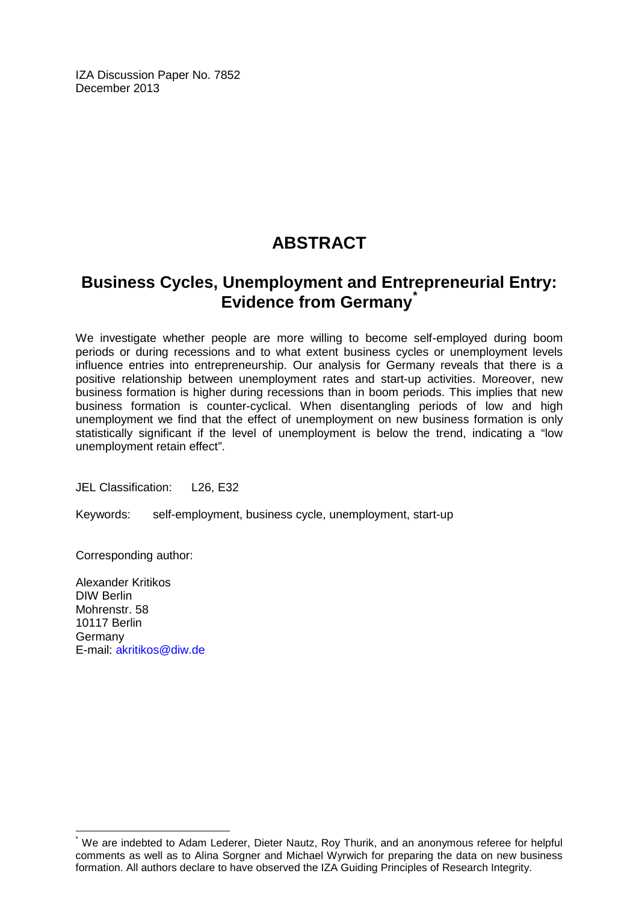IZA Discussion Paper No. 7852
December 2013

# ABSTRACT

## Business Cycles, Unemployment and Entrepreneurial Entry: Evidence from Germany[*]

We investigate whether people are more willing to become self-employed during boom periods or during recessions and to what extent business cycles or unemployment levels influence entries into entrepreneurship. Our analysis for Germany reveals that there is a positive relationship between unemployment rates and start-up activities. Moreover, new business formation is higher during recessions than in boom periods. This implies that new business formation is counter-cyclical. When disentangling periods of low and high unemployment we find that the effect of unemployment on new business formation is only statistically significant if the level of unemployment is below the trend, indicating a "low unemployment retain effect".

JEL Classification: L26, E32

Keywords: self-employment, business cycle, unemployment, start-up

Corresponding author:

Alexander Kritikos
DIW Berlin
Mohrenstr. 58
10117 Berlin
Germany
E-mail: akritikos@diw.de

[*] We are indebted to Adam Lederer, Dieter Nautz, Roy Thurik, and an anonymous referee for helpful comments as well as to Alina Sorgner and Michael Wyrwich for preparing the data on new business formation. All authors declare to have observed the IZA Guiding Principles of Research Integrity.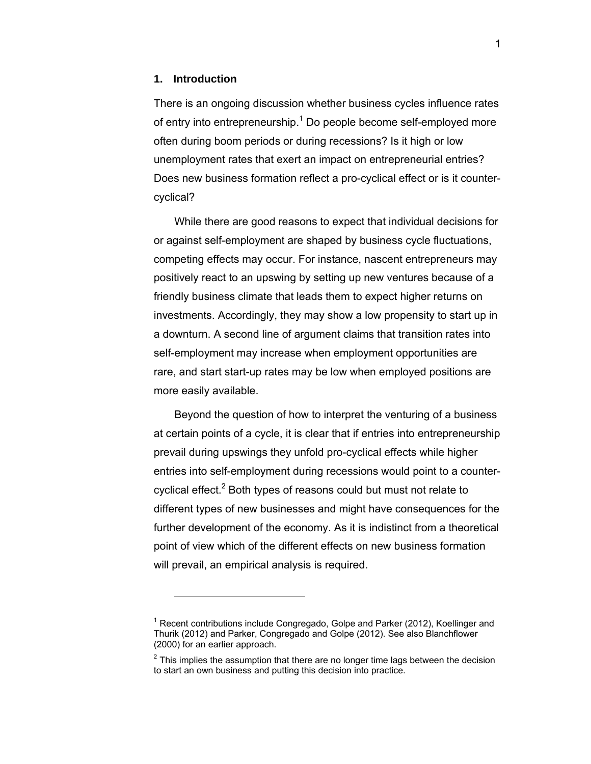## 1. Introduction

There is an ongoing discussion whether business cycles influence rates of entry into entrepreneurship.[1] Do people become self-employed more often during boom periods or during recessions? Is it high or low unemployment rates that exert an impact on entrepreneurial entries? Does new business formation reflect a pro-cyclical effect or is it counter-cyclical?

While there are good reasons to expect that individual decisions for or against self-employment are shaped by business cycle fluctuations, competing effects may occur. For instance, nascent entrepreneurs may positively react to an upswing by setting up new ventures because of a friendly business climate that leads them to expect higher returns on investments. Accordingly, they may show a low propensity to start up in a downturn. A second line of argument claims that transition rates into self-employment may increase when employment opportunities are rare, and start start-up rates may be low when employed positions are more easily available.

Beyond the question of how to interpret the venturing of a business at certain points of a cycle, it is clear that if entries into entrepreneurship prevail during upswings they unfold pro-cyclical effects while higher entries into self-employment during recessions would point to a counter-cyclical effect.[2] Both types of reasons could but must not relate to different types of new businesses and might have consequences for the further development of the economy. As it is indistinct from a theoretical point of view which of the different effects on new business formation will prevail, an empirical analysis is required.

---

[1] Recent contributions include Congregado, Golpe and Parker (2012), Koellinger and Thurik (2012) and Parker, Congregado and Golpe (2012). See also Blanchflower (2000) for an earlier approach.

[2] This implies the assumption that there are no longer time lags between the decision to start an own business and putting this decision into practice.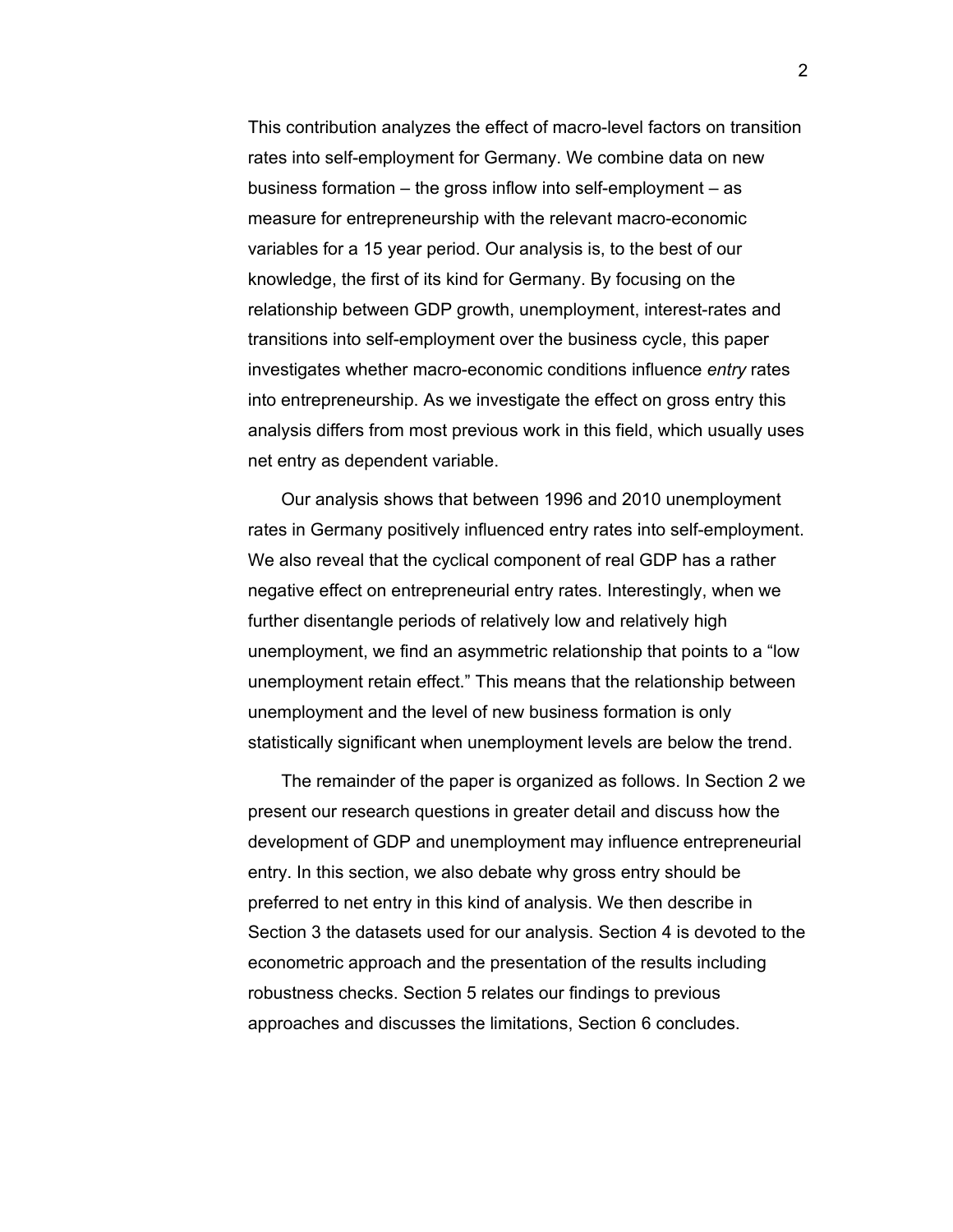This contribution analyzes the effect of macro-level factors on transition rates into self-employment for Germany. We combine data on new business formation – the gross inflow into self-employment – as measure for entrepreneurship with the relevant macro-economic variables for a 15 year period. Our analysis is, to the best of our knowledge, the first of its kind for Germany. By focusing on the relationship between GDP growth, unemployment, interest-rates and transitions into self-employment over the business cycle, this paper investigates whether macro-economic conditions influence *entry* rates into entrepreneurship. As we investigate the effect on gross entry this analysis differs from most previous work in this field, which usually uses net entry as dependent variable.

Our analysis shows that between 1996 and 2010 unemployment rates in Germany positively influenced entry rates into self-employment. We also reveal that the cyclical component of real GDP has a rather negative effect on entrepreneurial entry rates. Interestingly, when we further disentangle periods of relatively low and relatively high unemployment, we find an asymmetric relationship that points to a "low unemployment retain effect." This means that the relationship between unemployment and the level of new business formation is only statistically significant when unemployment levels are below the trend.

The remainder of the paper is organized as follows. In Section 2 we present our research questions in greater detail and discuss how the development of GDP and unemployment may influence entrepreneurial entry. In this section, we also debate why gross entry should be preferred to net entry in this kind of analysis. We then describe in Section 3 the datasets used for our analysis. Section 4 is devoted to the econometric approach and the presentation of the results including robustness checks. Section 5 relates our findings to previous approaches and discusses the limitations, Section 6 concludes.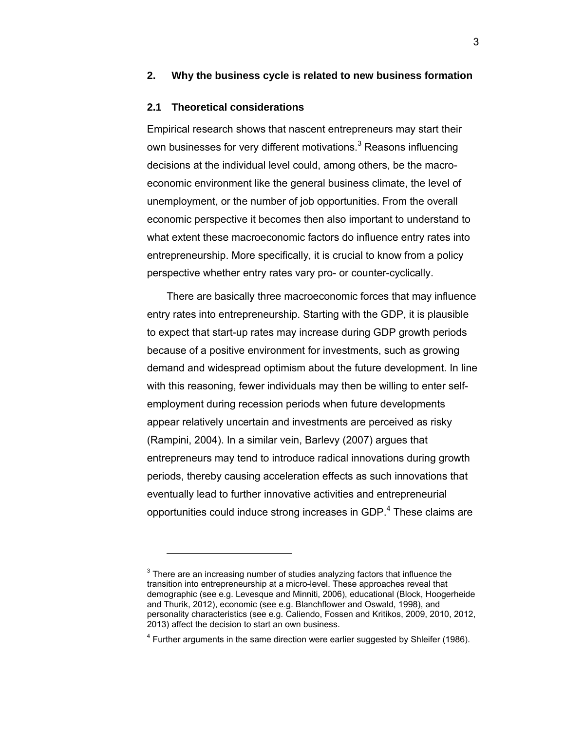## 2. Why the business cycle is related to new business formation

### 2.1 Theoretical considerations

Empirical research shows that nascent entrepreneurs may start their own businesses for very different motivations.[3] Reasons influencing decisions at the individual level could, among others, be the macro-economic environment like the general business climate, the level of unemployment, or the number of job opportunities. From the overall economic perspective it becomes then also important to understand to what extent these macroeconomic factors do influence entry rates into entrepreneurship. More specifically, it is crucial to know from a policy perspective whether entry rates vary pro- or counter-cyclically.

There are basically three macroeconomic forces that may influence entry rates into entrepreneurship. Starting with the GDP, it is plausible to expect that start-up rates may increase during GDP growth periods because of a positive environment for investments, such as growing demand and widespread optimism about the future development. In line with this reasoning, fewer individuals may then be willing to enter self-employment during recession periods when future developments appear relatively uncertain and investments are perceived as risky (Rampini, 2004). In a similar vein, Barlevy (2007) argues that entrepreneurs may tend to introduce radical innovations during growth periods, thereby causing acceleration effects as such innovations that eventually lead to further innovative activities and entrepreneurial opportunities could induce strong increases in GDP.[4] These claims are

[3] There are an increasing number of studies analyzing factors that influence the transition into entrepreneurship at a micro-level. These approaches reveal that demographic (see e.g. Levesque and Minniti, 2006), educational (Block, Hoogerheide and Thurik, 2012), economic (see e.g. Blanchflower and Oswald, 1998), and personality characteristics (see e.g. Caliendo, Fossen and Kritikos, 2009, 2010, 2012, 2013) affect the decision to start an own business.

[4] Further arguments in the same direction were earlier suggested by Shleifer (1986).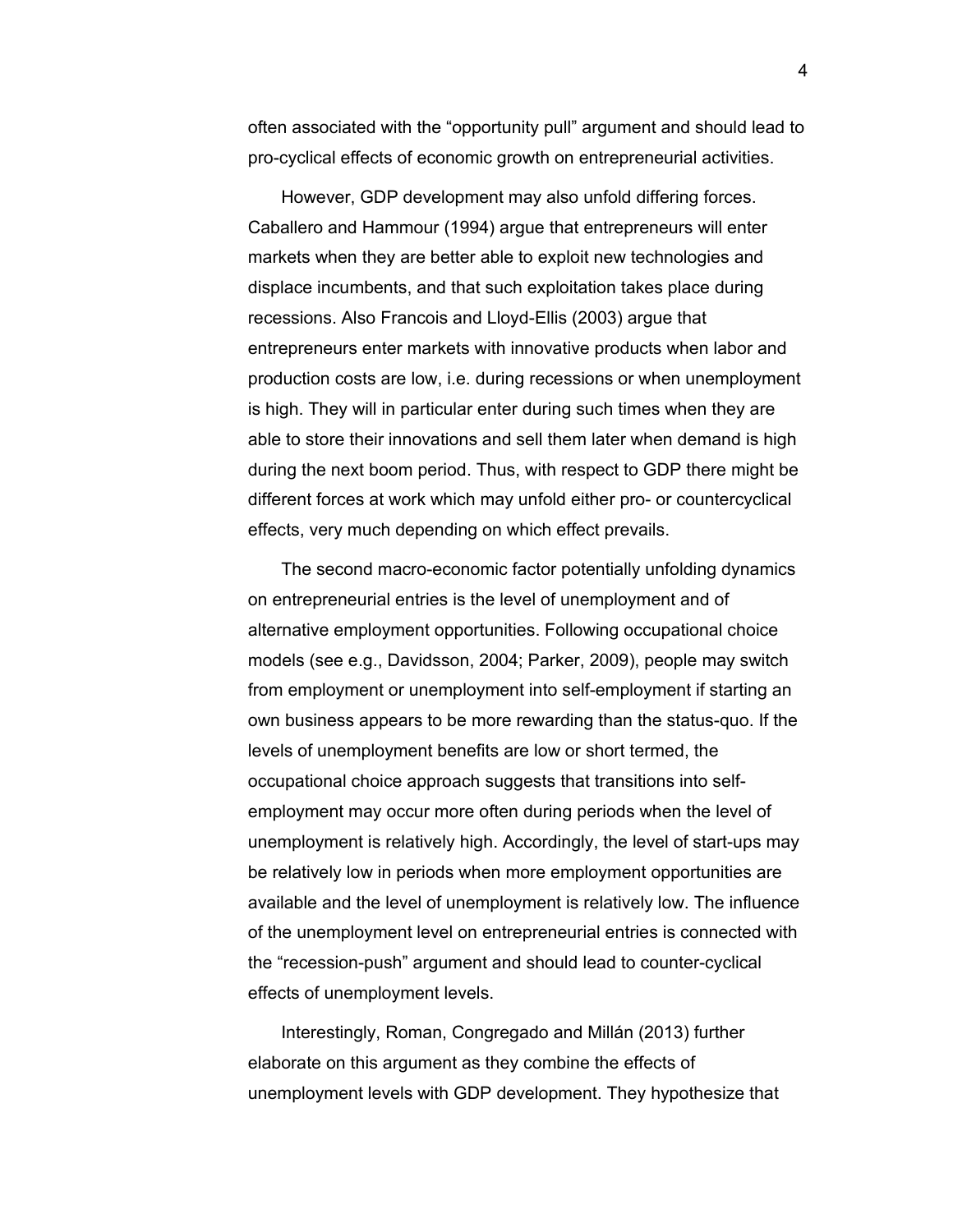often associated with the “opportunity pull” argument and should lead to pro-cyclical effects of economic growth on entrepreneurial activities.

However, GDP development may also unfold differing forces. Caballero and Hammour (1994) argue that entrepreneurs will enter markets when they are better able to exploit new technologies and displace incumbents, and that such exploitation takes place during recessions. Also Francois and Lloyd-Ellis (2003) argue that entrepreneurs enter markets with innovative products when labor and production costs are low, i.e. during recessions or when unemployment is high. They will in particular enter during such times when they are able to store their innovations and sell them later when demand is high during the next boom period. Thus, with respect to GDP there might be different forces at work which may unfold either pro- or countercyclical effects, very much depending on which effect prevails.

The second macro-economic factor potentially unfolding dynamics on entrepreneurial entries is the level of unemployment and of alternative employment opportunities. Following occupational choice models (see e.g., Davidsson, 2004; Parker, 2009), people may switch from employment or unemployment into self-employment if starting an own business appears to be more rewarding than the status-quo. If the levels of unemployment benefits are low or short termed, the occupational choice approach suggests that transitions into self-employment may occur more often during periods when the level of unemployment is relatively high. Accordingly, the level of start-ups may be relatively low in periods when more employment opportunities are available and the level of unemployment is relatively low. The influence of the unemployment level on entrepreneurial entries is connected with the “recession-push” argument and should lead to counter-cyclical effects of unemployment levels.

Interestingly, Roman, Congregado and Millán (2013) further elaborate on this argument as they combine the effects of unemployment levels with GDP development. They hypothesize that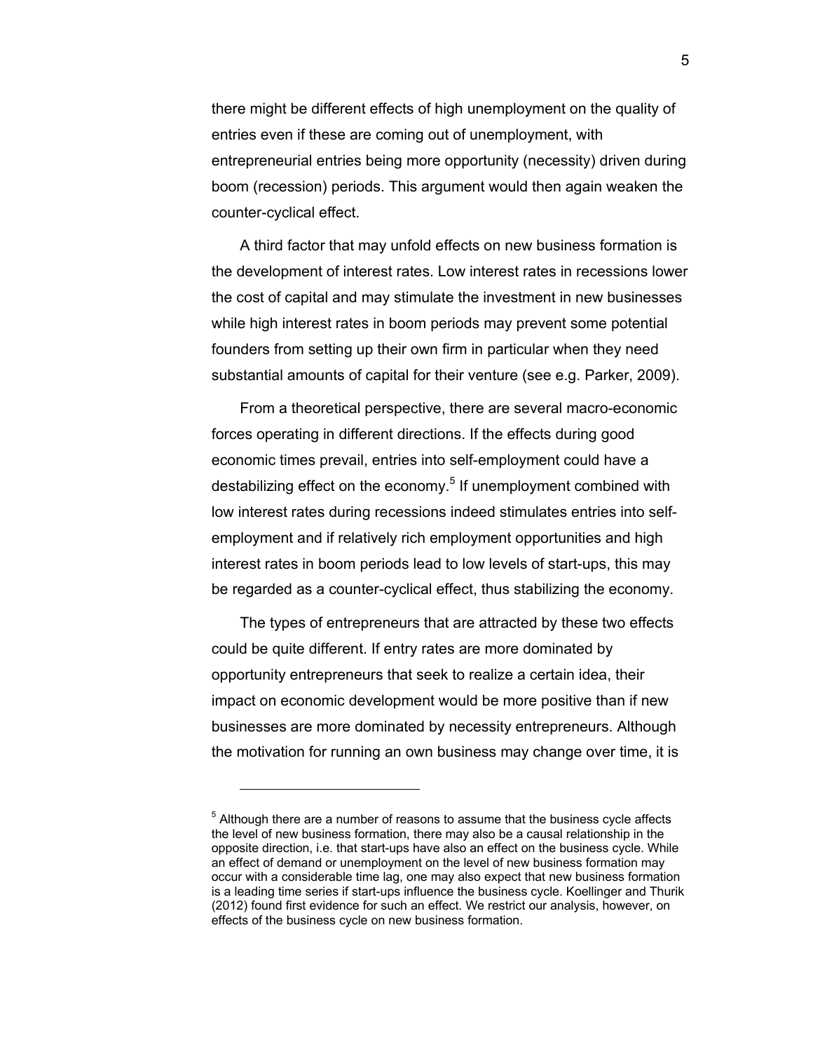there might be different effects of high unemployment on the quality of entries even if these are coming out of unemployment, with entrepreneurial entries being more opportunity (necessity) driven during boom (recession) periods. This argument would then again weaken the counter-cyclical effect.

A third factor that may unfold effects on new business formation is the development of interest rates. Low interest rates in recessions lower the cost of capital and may stimulate the investment in new businesses while high interest rates in boom periods may prevent some potential founders from setting up their own firm in particular when they need substantial amounts of capital for their venture (see e.g. Parker, 2009).

From a theoretical perspective, there are several macro-economic forces operating in different directions. If the effects during good economic times prevail, entries into self-employment could have a destabilizing effect on the economy.[5] If unemployment combined with low interest rates during recessions indeed stimulates entries into self-employment and if relatively rich employment opportunities and high interest rates in boom periods lead to low levels of start-ups, this may be regarded as a counter-cyclical effect, thus stabilizing the economy.

The types of entrepreneurs that are attracted by these two effects could be quite different. If entry rates are more dominated by opportunity entrepreneurs that seek to realize a certain idea, their impact on economic development would be more positive than if new businesses are more dominated by necessity entrepreneurs. Although the motivation for running an own business may change over time, it is

---

[5] Although there are a number of reasons to assume that the business cycle affects the level of new business formation, there may also be a causal relationship in the opposite direction, i.e. that start-ups have also an effect on the business cycle. While an effect of demand or unemployment on the level of new business formation may occur with a considerable time lag, one may also expect that new business formation is a leading time series if start-ups influence the business cycle. Koellinger and Thurik (2012) found first evidence for such an effect. We restrict our analysis, however, on effects of the business cycle on new business formation.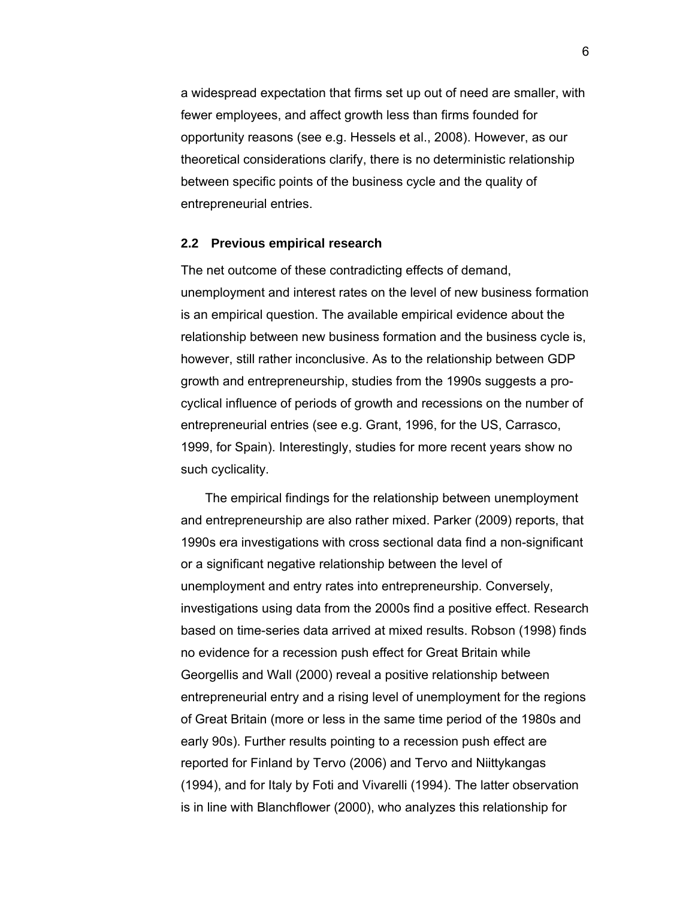a widespread expectation that firms set up out of need are smaller, with fewer employees, and affect growth less than firms founded for opportunity reasons (see e.g. Hessels et al., 2008). However, as our theoretical considerations clarify, there is no deterministic relationship between specific points of the business cycle and the quality of entrepreneurial entries.

### 2.2 Previous empirical research

The net outcome of these contradicting effects of demand, unemployment and interest rates on the level of new business formation is an empirical question. The available empirical evidence about the relationship between new business formation and the business cycle is, however, still rather inconclusive. As to the relationship between GDP growth and entrepreneurship, studies from the 1990s suggests a pro-cyclical influence of periods of growth and recessions on the number of entrepreneurial entries (see e.g. Grant, 1996, for the US, Carrasco, 1999, for Spain). Interestingly, studies for more recent years show no such cyclicality.

The empirical findings for the relationship between unemployment and entrepreneurship are also rather mixed. Parker (2009) reports, that 1990s era investigations with cross sectional data find a non-significant or a significant negative relationship between the level of unemployment and entry rates into entrepreneurship. Conversely, investigations using data from the 2000s find a positive effect. Research based on time-series data arrived at mixed results. Robson (1998) finds no evidence for a recession push effect for Great Britain while Georgellis and Wall (2000) reveal a positive relationship between entrepreneurial entry and a rising level of unemployment for the regions of Great Britain (more or less in the same time period of the 1980s and early 90s). Further results pointing to a recession push effect are reported for Finland by Tervo (2006) and Tervo and Niittykangas (1994), and for Italy by Foti and Vivarelli (1994). The latter observation is in line with Blanchflower (2000), who analyzes this relationship for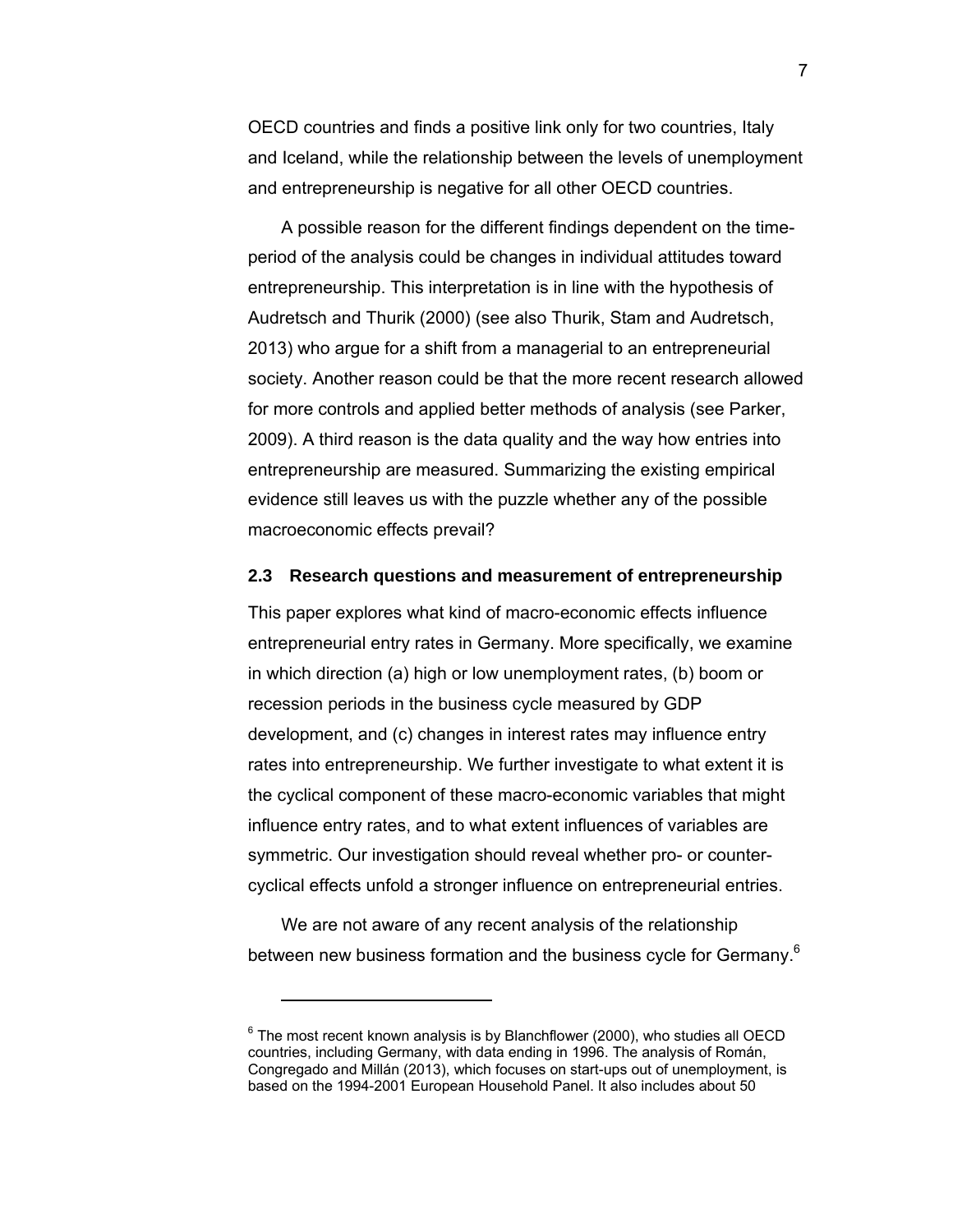OECD countries and finds a positive link only for two countries, Italy and Iceland, while the relationship between the levels of unemployment and entrepreneurship is negative for all other OECD countries.

A possible reason for the different findings dependent on the time-period of the analysis could be changes in individual attitudes toward entrepreneurship. This interpretation is in line with the hypothesis of Audretsch and Thurik (2000) (see also Thurik, Stam and Audretsch, 2013) who argue for a shift from a managerial to an entrepreneurial society. Another reason could be that the more recent research allowed for more controls and applied better methods of analysis (see Parker, 2009). A third reason is the data quality and the way how entries into entrepreneurship are measured. Summarizing the existing empirical evidence still leaves us with the puzzle whether any of the possible macroeconomic effects prevail?

### 2.3 Research questions and measurement of entrepreneurship

This paper explores what kind of macro-economic effects influence entrepreneurial entry rates in Germany. More specifically, we examine in which direction (a) high or low unemployment rates, (b) boom or recession periods in the business cycle measured by GDP development, and (c) changes in interest rates may influence entry rates into entrepreneurship. We further investigate to what extent it is the cyclical component of these macro-economic variables that might influence entry rates, and to what extent influences of variables are symmetric. Our investigation should reveal whether pro- or counter-cyclical effects unfold a stronger influence on entrepreneurial entries.

We are not aware of any recent analysis of the relationship between new business formation and the business cycle for Germany.[6]

[6] The most recent known analysis is by Blanchflower (2000), who studies all OECD countries, including Germany, with data ending in 1996. The analysis of Román, Congregado and Millán (2013), which focuses on start-ups out of unemployment, is based on the 1994-2001 European Household Panel. It also includes about 50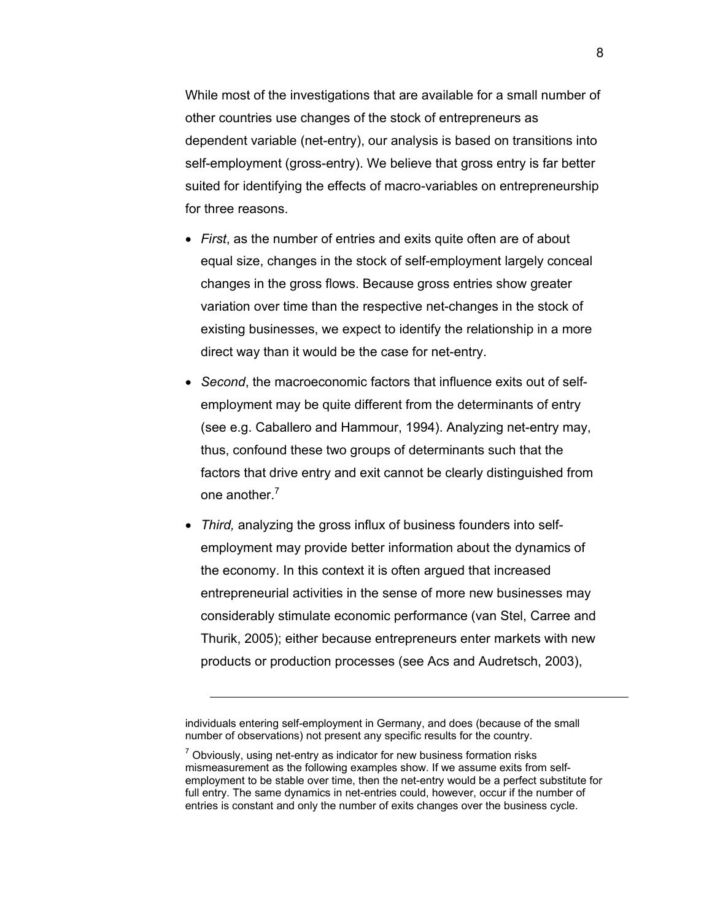While most of the investigations that are available for a small number of other countries use changes of the stock of entrepreneurs as dependent variable (net-entry), our analysis is based on transitions into self-employment (gross-entry). We believe that gross entry is far better suited for identifying the effects of macro-variables on entrepreneurship for three reasons.

- *First*, as the number of entries and exits quite often are of about equal size, changes in the stock of self-employment largely conceal changes in the gross flows. Because gross entries show greater variation over time than the respective net-changes in the stock of existing businesses, we expect to identify the relationship in a more direct way than it would be the case for net-entry.
- *Second*, the macroeconomic factors that influence exits out of self-employment may be quite different from the determinants of entry (see e.g. Caballero and Hammour, 1994). Analyzing net-entry may, thus, confound these two groups of determinants such that the factors that drive entry and exit cannot be clearly distinguished from one another.[7]
- *Third,* analyzing the gross influx of business founders into self-employment may provide better information about the dynamics of the economy. In this context it is often argued that increased entrepreneurial activities in the sense of more new businesses may considerably stimulate economic performance (van Stel, Carree and Thurik, 2005); either because entrepreneurs enter markets with new products or production processes (see Acs and Audretsch, 2003),

---

individuals entering self-employment in Germany, and does (because of the small number of observations) not present any specific results for the country.

[7] Obviously, using net-entry as indicator for new business formation risks mismeasurement as the following examples show. If we assume exits from self-employment to be stable over time, then the net-entry would be a perfect substitute for full entry. The same dynamics in net-entries could, however, occur if the number of entries is constant and only the number of exits changes over the business cycle.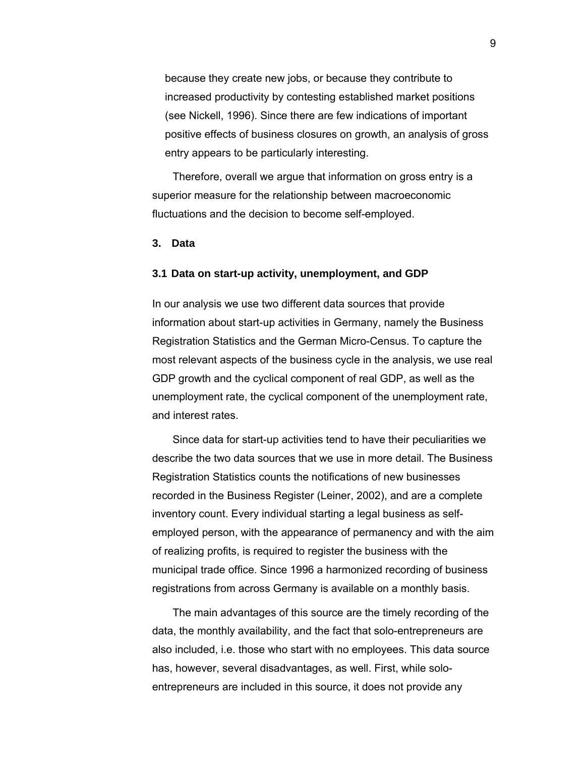because they create new jobs, or because they contribute to increased productivity by contesting established market positions (see Nickell, 1996). Since there are few indications of important positive effects of business closures on growth, an analysis of gross entry appears to be particularly interesting.

Therefore, overall we argue that information on gross entry is a superior measure for the relationship between macroeconomic fluctuations and the decision to become self-employed.

## 3. Data

### 3.1 Data on start-up activity, unemployment, and GDP

In our analysis we use two different data sources that provide information about start-up activities in Germany, namely the Business Registration Statistics and the German Micro-Census. To capture the most relevant aspects of the business cycle in the analysis, we use real GDP growth and the cyclical component of real GDP, as well as the unemployment rate, the cyclical component of the unemployment rate, and interest rates.

Since data for start-up activities tend to have their peculiarities we describe the two data sources that we use in more detail. The Business Registration Statistics counts the notifications of new businesses recorded in the Business Register (Leiner, 2002), and are a complete inventory count. Every individual starting a legal business as self-employed person, with the appearance of permanency and with the aim of realizing profits, is required to register the business with the municipal trade office. Since 1996 a harmonized recording of business registrations from across Germany is available on a monthly basis.

The main advantages of this source are the timely recording of the data, the monthly availability, and the fact that solo-entrepreneurs are also included, i.e. those who start with no employees. This data source has, however, several disadvantages, as well. First, while solo-entrepreneurs are included in this source, it does not provide any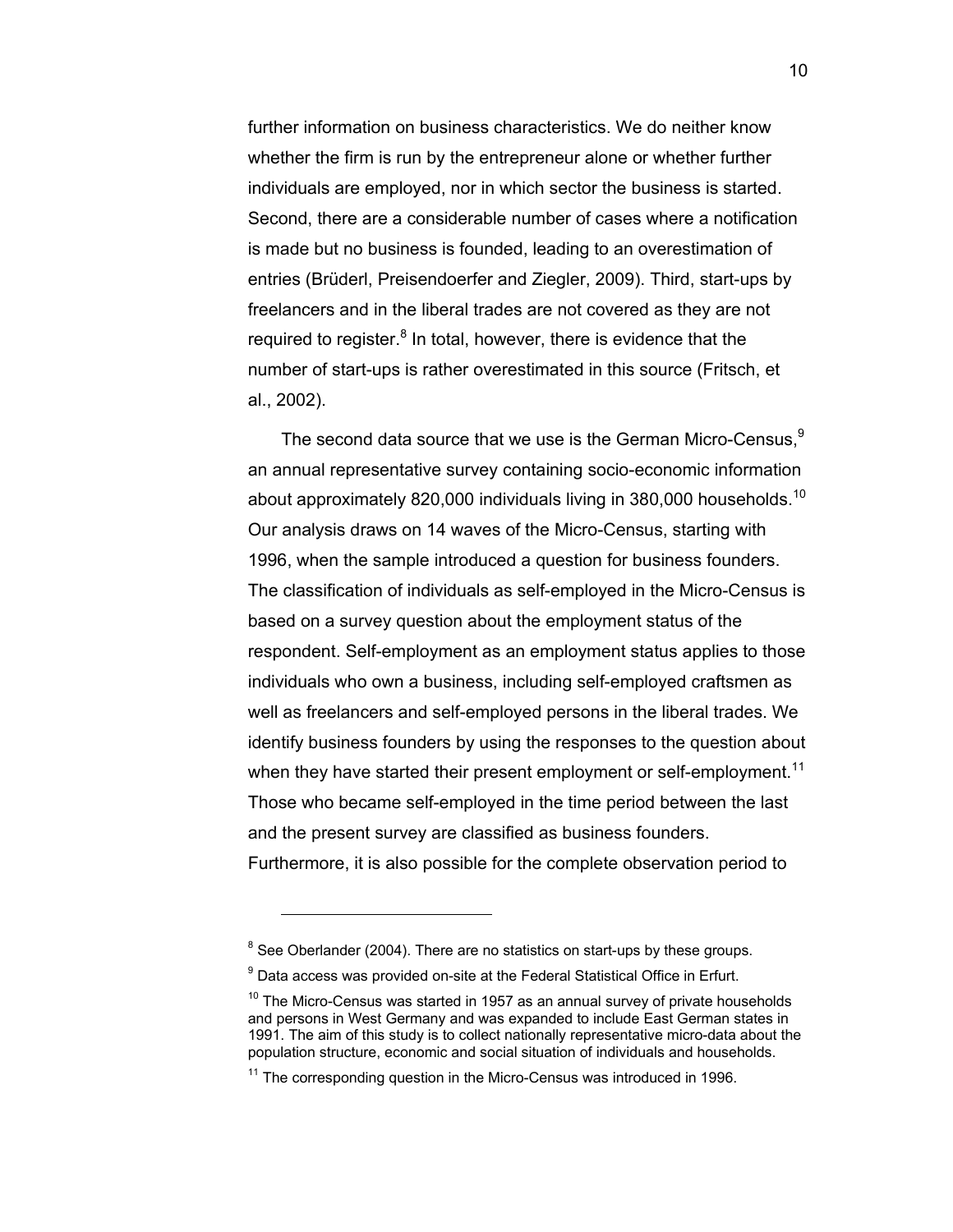further information on business characteristics. We do neither know whether the firm is run by the entrepreneur alone or whether further individuals are employed, nor in which sector the business is started. Second, there are a considerable number of cases where a notification is made but no business is founded, leading to an overestimation of entries (Brüderl, Preisendoerfer and Ziegler, 2009). Third, start-ups by freelancers and in the liberal trades are not covered as they are not required to register.[8] In total, however, there is evidence that the number of start-ups is rather overestimated in this source (Fritsch, et al., 2002).

The second data source that we use is the German Micro-Census,[9] an annual representative survey containing socio-economic information about approximately 820,000 individuals living in 380,000 households.[10] Our analysis draws on 14 waves of the Micro-Census, starting with 1996, when the sample introduced a question for business founders. The classification of individuals as self-employed in the Micro-Census is based on a survey question about the employment status of the respondent. Self-employment as an employment status applies to those individuals who own a business, including self-employed craftsmen as well as freelancers and self-employed persons in the liberal trades. We identify business founders by using the responses to the question about when they have started their present employment or self-employment.[11] Those who became self-employed in the time period between the last and the present survey are classified as business founders. Furthermore, it is also possible for the complete observation period to

---

[8] See Oberlander (2004). There are no statistics on start-ups by these groups.

[9] Data access was provided on-site at the Federal Statistical Office in Erfurt.

[10] The Micro-Census was started in 1957 as an annual survey of private households and persons in West Germany and was expanded to include East German states in 1991. The aim of this study is to collect nationally representative micro-data about the population structure, economic and social situation of individuals and households.

[11] The corresponding question in the Micro-Census was introduced in 1996.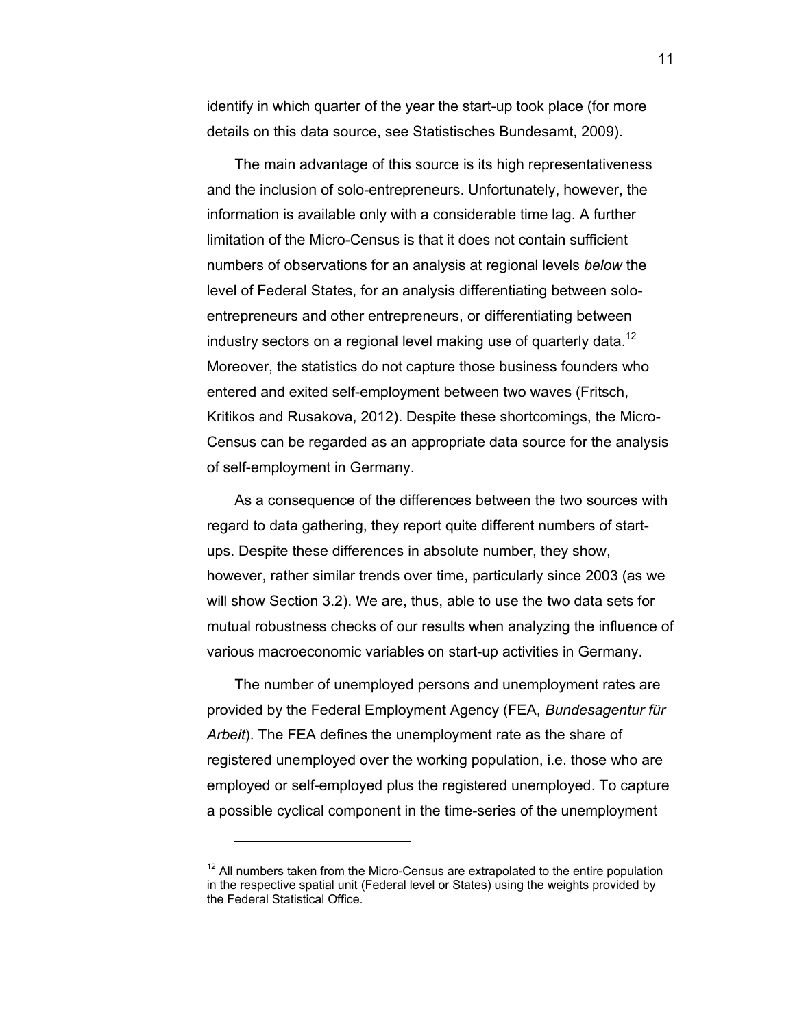identify in which quarter of the year the start-up took place (for more details on this data source, see Statistisches Bundesamt, 2009).

The main advantage of this source is its high representativeness and the inclusion of solo-entrepreneurs. Unfortunately, however, the information is available only with a considerable time lag. A further limitation of the Micro-Census is that it does not contain sufficient numbers of observations for an analysis at regional levels *below* the level of Federal States, for an analysis differentiating between solo-entrepreneurs and other entrepreneurs, or differentiating between industry sectors on a regional level making use of quarterly data.[12] Moreover, the statistics do not capture those business founders who entered and exited self-employment between two waves (Fritsch, Kritikos and Rusakova, 2012). Despite these shortcomings, the Micro-Census can be regarded as an appropriate data source for the analysis of self-employment in Germany.

As a consequence of the differences between the two sources with regard to data gathering, they report quite different numbers of start-ups. Despite these differences in absolute number, they show, however, rather similar trends over time, particularly since 2003 (as we will show Section 3.2). We are, thus, able to use the two data sets for mutual robustness checks of our results when analyzing the influence of various macroeconomic variables on start-up activities in Germany.

The number of unemployed persons and unemployment rates are provided by the Federal Employment Agency (FEA, *Bundesagentur für Arbeit*). The FEA defines the unemployment rate as the share of registered unemployed over the working population, i.e. those who are employed or self-employed plus the registered unemployed. To capture a possible cyclical component in the time-series of the unemployment

[12] All numbers taken from the Micro-Census are extrapolated to the entire population in the respective spatial unit (Federal level or States) using the weights provided by the Federal Statistical Office.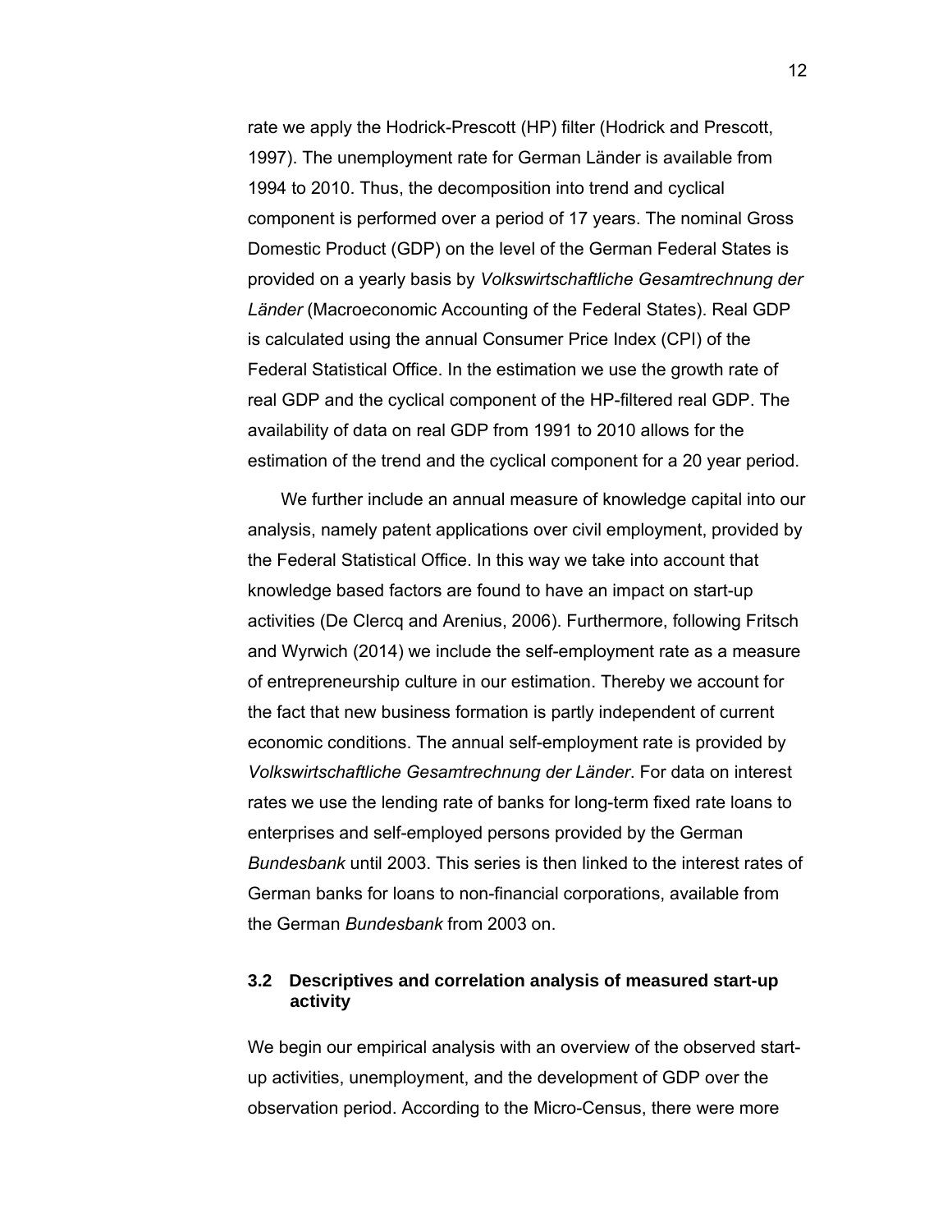rate we apply the Hodrick-Prescott (HP) filter (Hodrick and Prescott, 1997). The unemployment rate for German Länder is available from 1994 to 2010. Thus, the decomposition into trend and cyclical component is performed over a period of 17 years. The nominal Gross Domestic Product (GDP) on the level of the German Federal States is provided on a yearly basis by *Volkswirtschaftliche Gesamtrechnung der Länder* (Macroeconomic Accounting of the Federal States). Real GDP is calculated using the annual Consumer Price Index (CPI) of the Federal Statistical Office. In the estimation we use the growth rate of real GDP and the cyclical component of the HP-filtered real GDP. The availability of data on real GDP from 1991 to 2010 allows for the estimation of the trend and the cyclical component for a 20 year period.

We further include an annual measure of knowledge capital into our analysis, namely patent applications over civil employment, provided by the Federal Statistical Office. In this way we take into account that knowledge based factors are found to have an impact on start-up activities (De Clercq and Arenius, 2006). Furthermore, following Fritsch and Wyrwich (2014) we include the self-employment rate as a measure of entrepreneurship culture in our estimation. Thereby we account for the fact that new business formation is partly independent of current economic conditions. The annual self-employment rate is provided by *Volkswirtschaftliche Gesamtrechnung der Länder*. For data on interest rates we use the lending rate of banks for long-term fixed rate loans to enterprises and self-employed persons provided by the German *Bundesbank* until 2003. This series is then linked to the interest rates of German banks for loans to non-financial corporations, available from the German *Bundesbank* from 2003 on.

### 3.2 Descriptives and correlation analysis of measured start-up activity

We begin our empirical analysis with an overview of the observed start-up activities, unemployment, and the development of GDP over the observation period. According to the Micro-Census, there were more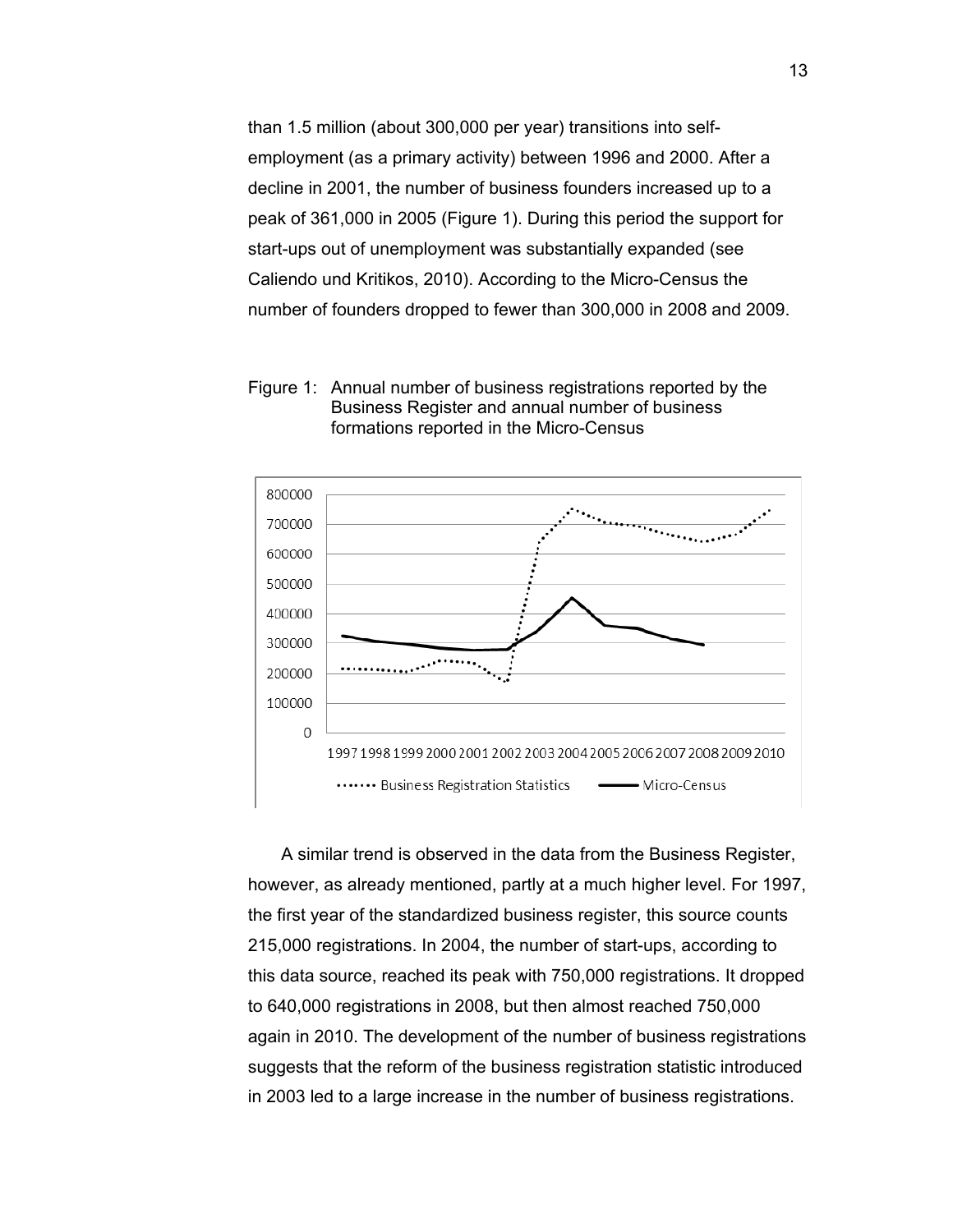than 1.5 million (about 300,000 per year) transitions into self-employment (as a primary activity) between 1996 and 2000. After a decline in 2001, the number of business founders increased up to a peak of 361,000 in 2005 (Figure 1). During this period the support for start-ups out of unemployment was substantially expanded (see Caliendo und Kritikos, 2010). According to the Micro-Census the number of founders dropped to fewer than 300,000 in 2008 and 2009.

Figure 1: Annual number of business registrations reported by the Business Register and annual number of business formations reported in the Micro-Census

A similar trend is observed in the data from the Business Register, however, as already mentioned, partly at a much higher level. For 1997, the first year of the standardized business register, this source counts 215,000 registrations. In 2004, the number of start-ups, according to this data source, reached its peak with 750,000 registrations. It dropped to 640,000 registrations in 2008, but then almost reached 750,000 again in 2010. The development of the number of business registrations suggests that the reform of the business registration statistic introduced in 2003 led to a large increase in the number of business registrations.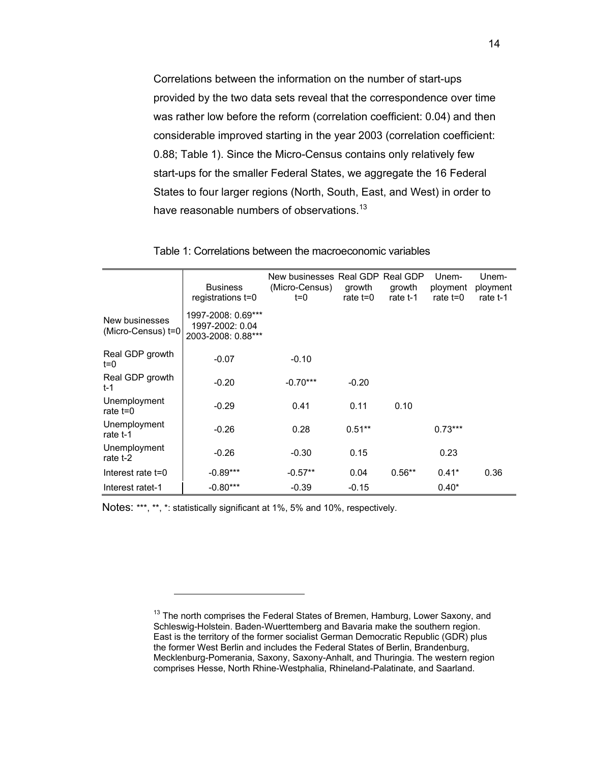Correlations between the information on the number of start-ups provided by the two data sets reveal that the correspondence over time was rather low before the reform (correlation coefficient: 0.04) and then considerable improved starting in the year 2003 (correlation coefficient: 0.88; Table 1). Since the Micro-Census contains only relatively few start-ups for the smaller Federal States, we aggregate the 16 Federal States to four larger regions (North, South, East, and West) in order to have reasonable numbers of observations.[13]

Table 1: Correlations between the macroeconomic variables

| | Business registrations t=0 | New businesses (Micro-Census) t=0 | Real GDP growth rate t=0 | Real GDP growth rate t-1 | Unem-ployment rate t=0 | Unem-ployment rate t-1 |
|---|---|---|---|---|---|---|
| New businesses (Micro-Census) t=0 | 1997-2008: 0.69***<br>1997-2002: 0.04<br>2003-2008: 0.88*** | | | | | |
| Real GDP growth t=0 | -0.07 | -0.10 | | | | |
| Real GDP growth t-1 | -0.20 | -0.70*** | -0.20 | | | |
| Unemployment rate t=0 | -0.29 | 0.41 | 0.11 | 0.10 | | |
| Unemployment rate t-1 | -0.26 | 0.28 | 0.51** | | 0.73*** | |
| Unemployment rate t-2 | -0.26 | -0.30 | 0.15 | | 0.23 | |
| Interest rate t=0 | -0.89*** | -0.57** | 0.04 | 0.56** | 0.41* | 0.36 |
| Interest ratet-1 | -0.80*** | -0.39 | -0.15 | | 0.40* | |

Notes: ***, **, *: statistically significant at 1%, 5% and 10%, respectively.

[13] The north comprises the Federal States of Bremen, Hamburg, Lower Saxony, and Schleswig-Holstein. Baden-Wuerttemberg and Bavaria make the southern region. East is the territory of the former socialist German Democratic Republic (GDR) plus the former West Berlin and includes the Federal States of Berlin, Brandenburg, Mecklenburg-Pomerania, Saxony, Saxony-Anhalt, and Thuringia. The western region comprises Hesse, North Rhine-Westphalia, Rhineland-Palatinate, and Saarland.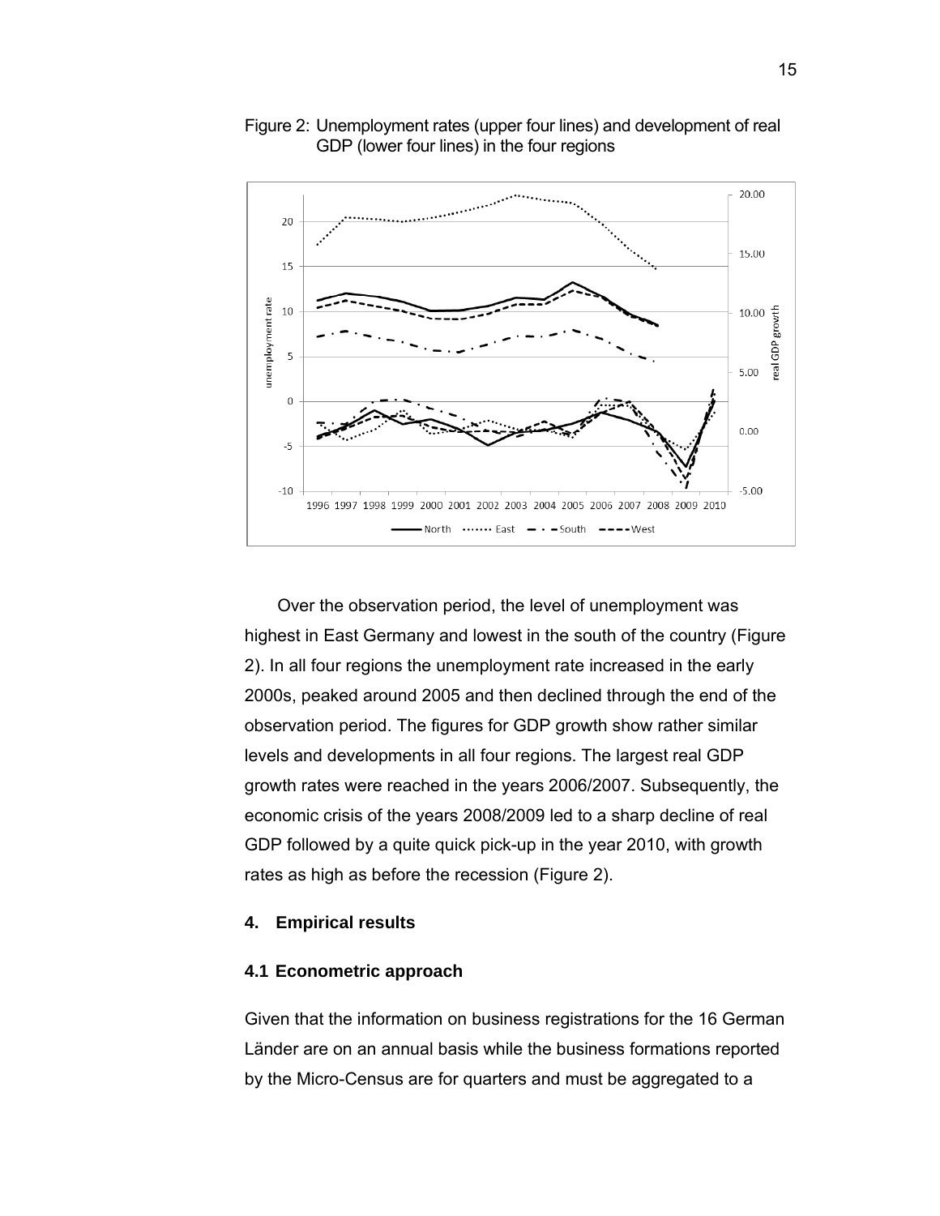Figure 2: Unemployment rates (upper four lines) and development of real GDP (lower four lines) in the four regions

Over the observation period, the level of unemployment was highest in East Germany and lowest in the south of the country (Figure 2). In all four regions the unemployment rate increased in the early 2000s, peaked around 2005 and then declined through the end of the observation period. The figures for GDP growth show rather similar levels and developments in all four regions. The largest real GDP growth rates were reached in the years 2006/2007. Subsequently, the economic crisis of the years 2008/2009 led to a sharp decline of real GDP followed by a quite quick pick-up in the year 2010, with growth rates as high as before the recession (Figure 2).

## 4. Empirical results

### 4.1 Econometric approach

Given that the information on business registrations for the 16 German Länder are on an annual basis while the business formations reported by the Micro-Census are for quarters and must be aggregated to a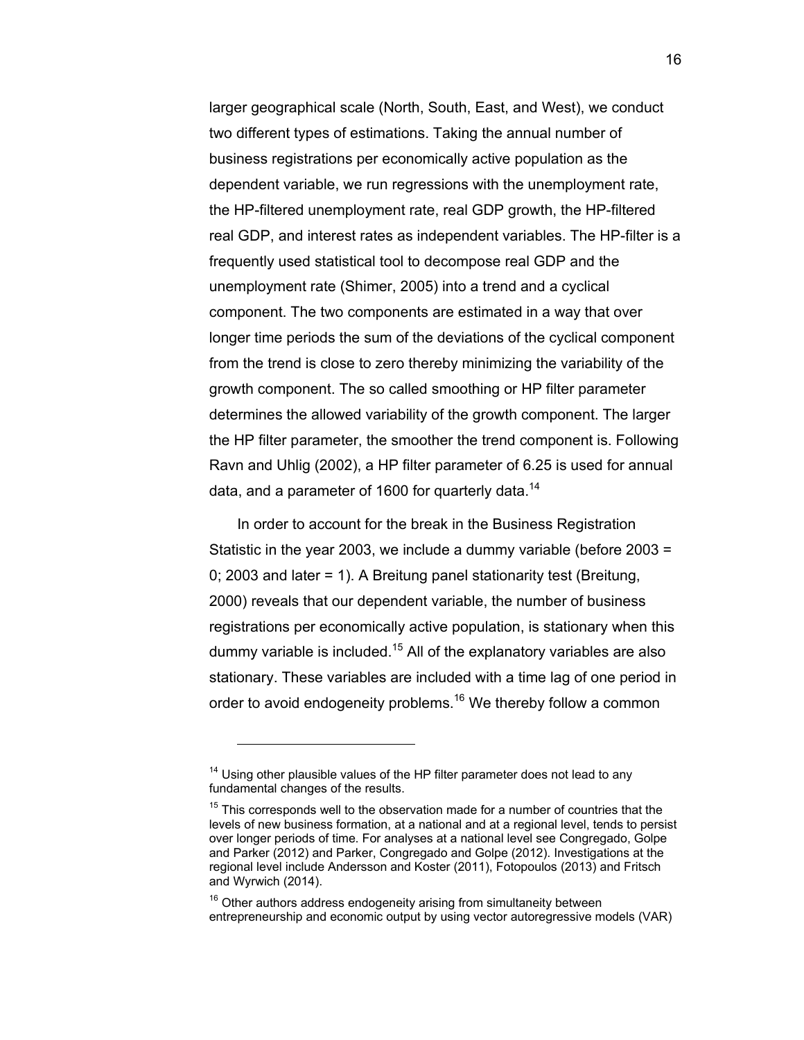larger geographical scale (North, South, East, and West), we conduct two different types of estimations. Taking the annual number of business registrations per economically active population as the dependent variable, we run regressions with the unemployment rate, the HP-filtered unemployment rate, real GDP growth, the HP-filtered real GDP, and interest rates as independent variables. The HP-filter is a frequently used statistical tool to decompose real GDP and the unemployment rate (Shimer, 2005) into a trend and a cyclical component. The two components are estimated in a way that over longer time periods the sum of the deviations of the cyclical component from the trend is close to zero thereby minimizing the variability of the growth component. The so called smoothing or HP filter parameter determines the allowed variability of the growth component. The larger the HP filter parameter, the smoother the trend component is. Following Ravn and Uhlig (2002), a HP filter parameter of 6.25 is used for annual data, and a parameter of 1600 for quarterly data.[14]

In order to account for the break in the Business Registration Statistic in the year 2003, we include a dummy variable (before 2003 = 0; 2003 and later = 1). A Breitung panel stationarity test (Breitung, 2000) reveals that our dependent variable, the number of business registrations per economically active population, is stationary when this dummy variable is included.[15] All of the explanatory variables are also stationary. These variables are included with a time lag of one period in order to avoid endogeneity problems.[16] We thereby follow a common

---

[14] Using other plausible values of the HP filter parameter does not lead to any fundamental changes of the results.

[15] This corresponds well to the observation made for a number of countries that the levels of new business formation, at a national and at a regional level, tends to persist over longer periods of time. For analyses at a national level see Congregado, Golpe and Parker (2012) and Parker, Congregado and Golpe (2012). Investigations at the regional level include Andersson and Koster (2011), Fotopoulos (2013) and Fritsch and Wyrwich (2014).

[16] Other authors address endogeneity arising from simultaneity between entrepreneurship and economic output by using vector autoregressive models (VAR)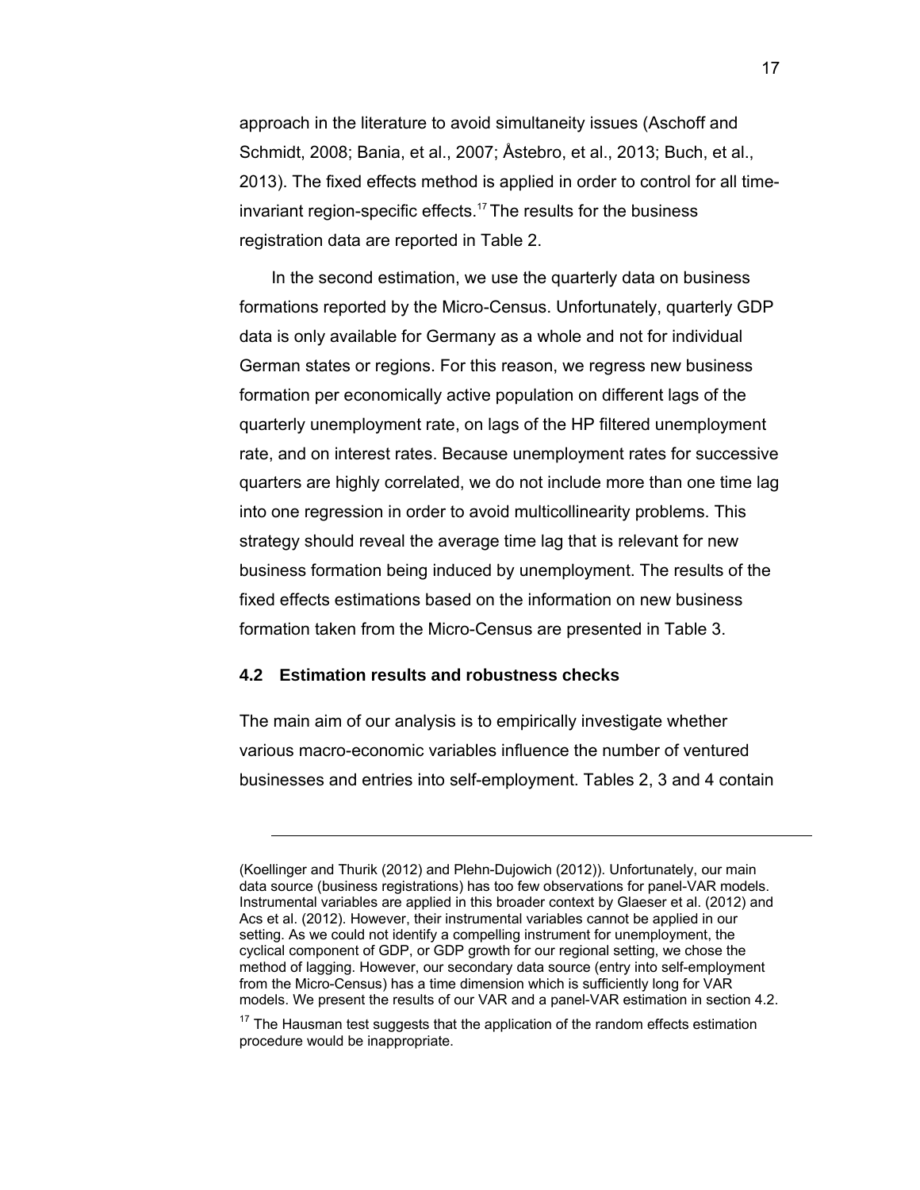approach in the literature to avoid simultaneity issues (Aschoff and Schmidt, 2008; Bania, et al., 2007; Åstebro, et al., 2013; Buch, et al., 2013). The fixed effects method is applied in order to control for all time-invariant region-specific effects.[17] The results for the business registration data are reported in Table 2.

In the second estimation, we use the quarterly data on business formations reported by the Micro-Census. Unfortunately, quarterly GDP data is only available for Germany as a whole and not for individual German states or regions. For this reason, we regress new business formation per economically active population on different lags of the quarterly unemployment rate, on lags of the HP filtered unemployment rate, and on interest rates. Because unemployment rates for successive quarters are highly correlated, we do not include more than one time lag into one regression in order to avoid multicollinearity problems. This strategy should reveal the average time lag that is relevant for new business formation being induced by unemployment. The results of the fixed effects estimations based on the information on new business formation taken from the Micro-Census are presented in Table 3.

### 4.2 Estimation results and robustness checks

The main aim of our analysis is to empirically investigate whether various macro-economic variables influence the number of ventured businesses and entries into self-employment. Tables 2, 3 and 4 contain

---

(Koellinger and Thurik (2012) and Plehn-Dujowich (2012)). Unfortunately, our main data source (business registrations) has too few observations for panel-VAR models. Instrumental variables are applied in this broader context by Glaeser et al. (2012) and Acs et al. (2012). However, their instrumental variables cannot be applied in our setting. As we could not identify a compelling instrument for unemployment, the cyclical component of GDP, or GDP growth for our regional setting, we chose the method of lagging. However, our secondary data source (entry into self-employment from the Micro-Census) has a time dimension which is sufficiently long for VAR models. We present the results of our VAR and a panel-VAR estimation in section 4.2.

[17] The Hausman test suggests that the application of the random effects estimation procedure would be inappropriate.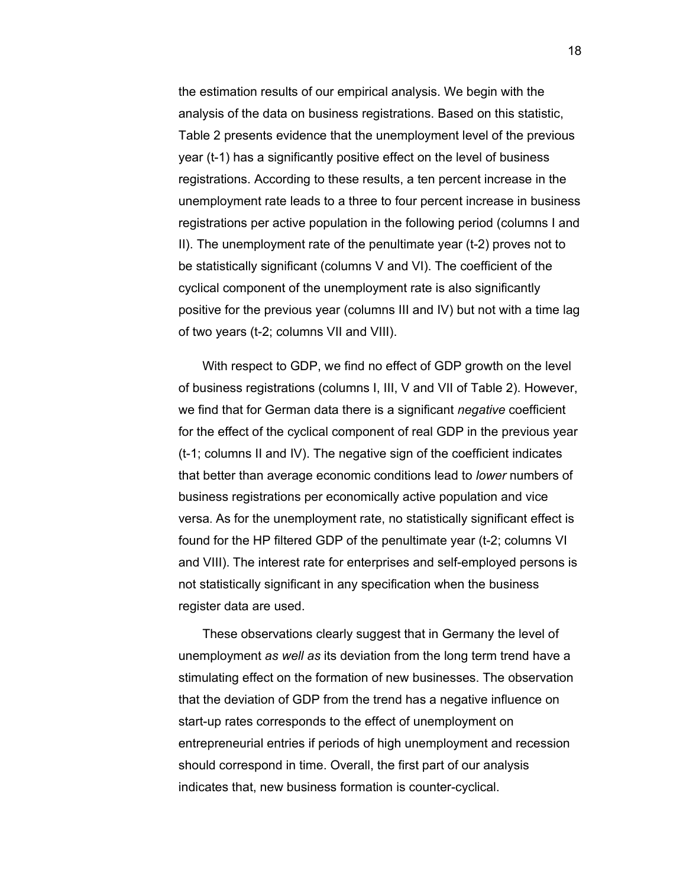the estimation results of our empirical analysis. We begin with the analysis of the data on business registrations. Based on this statistic, Table 2 presents evidence that the unemployment level of the previous year (t-1) has a significantly positive effect on the level of business registrations. According to these results, a ten percent increase in the unemployment rate leads to a three to four percent increase in business registrations per active population in the following period (columns I and II). The unemployment rate of the penultimate year (t-2) proves not to be statistically significant (columns V and VI). The coefficient of the cyclical component of the unemployment rate is also significantly positive for the previous year (columns III and IV) but not with a time lag of two years (t-2; columns VII and VIII).

With respect to GDP, we find no effect of GDP growth on the level of business registrations (columns I, III, V and VII of Table 2). However, we find that for German data there is a significant *negative* coefficient for the effect of the cyclical component of real GDP in the previous year (t-1; columns II and IV). The negative sign of the coefficient indicates that better than average economic conditions lead to *lower* numbers of business registrations per economically active population and vice versa. As for the unemployment rate, no statistically significant effect is found for the HP filtered GDP of the penultimate year (t-2; columns VI and VIII). The interest rate for enterprises and self-employed persons is not statistically significant in any specification when the business register data are used.

These observations clearly suggest that in Germany the level of unemployment *as well as* its deviation from the long term trend have a stimulating effect on the formation of new businesses. The observation that the deviation of GDP from the trend has a negative influence on start-up rates corresponds to the effect of unemployment on entrepreneurial entries if periods of high unemployment and recession should correspond in time. Overall, the first part of our analysis indicates that, new business formation is counter-cyclical.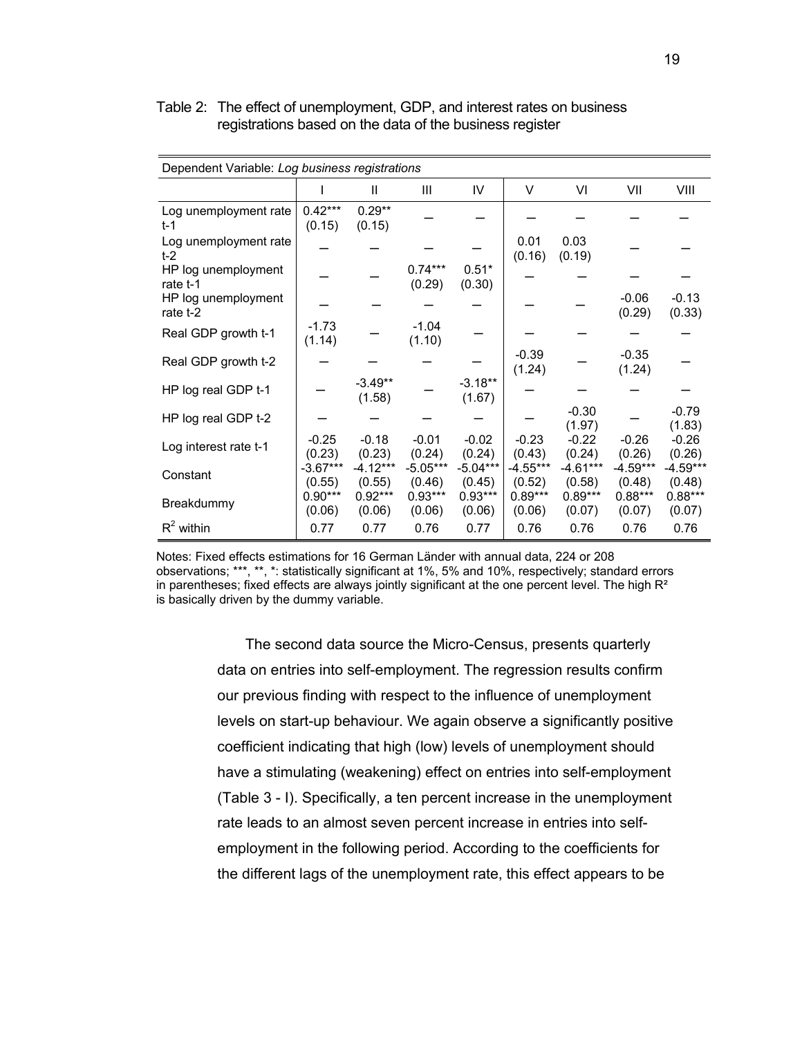Table 2: The effect of unemployment, GDP, and interest rates on business registrations based on the data of the business register

| Dependent Variable: *Log business registrations* | | | | | | | | |
|---|---|---|---|---|---|---|---|---|
| | I | II | III | IV | V | VI | VII | VIII |
| Log unemployment rate t-1 | 0.42***<br>(0.15) | 0.29**<br>(0.15) | — | — | — | — | — | — |
| Log unemployment rate t-2 | — | — | — | — | 0.01<br>(0.16) | 0.03<br>(0.19) | — | — |
| HP log unemployment rate t-1 | — | — | 0.74***<br>(0.29) | 0.51*<br>(0.30) | — | — | — | — |
| HP log unemployment rate t-2 | — | — | — | — | — | — | -0.06<br>(0.29) | -0.13<br>(0.33) |
| Real GDP growth t-1 | -1.73<br>(1.14) | — | -1.04<br>(1.10) | — | — | — | — | — |
| Real GDP growth t-2 | — | — | — | — | -0.39<br>(1.24) | — | -0.35<br>(1.24) | — |
| HP log real GDP t-1 | — | -3.49**<br>(1.58) | — | -3.18**<br>(1.67) | — | — | — | — |
| HP log real GDP t-2 | — | — | — | — | — | -0.30<br>(1.97) | — | -0.79<br>(1.83) |
| Log interest rate t-1 | -0.25<br>(0.23) | -0.18<br>(0.23) | -0.01<br>(0.24) | -0.02<br>(0.24) | -0.23<br>(0.43) | -0.22<br>(0.24) | -0.26<br>(0.26) | -0.26<br>(0.26) |
| Constant | -3.67***<br>(0.55) | -4.12***<br>(0.55) | -5.05***<br>(0.46) | -5.04***<br>(0.45) | -4.55***<br>(0.52) | -4.61***<br>(0.58) | -4.59***<br>(0.48) | -4.59***<br>(0.48) |
| Breakdummy | 0.90***<br>(0.06) | 0.92***<br>(0.06) | 0.93***<br>(0.06) | 0.93***<br>(0.06) | 0.89***<br>(0.06) | 0.89***<br>(0.07) | 0.88***<br>(0.07) | 0.88***<br>(0.07) |
| $R^2$ within | 0.77 | 0.77 | 0.76 | 0.77 | 0.76 | 0.76 | 0.76 | 0.76 |

Notes: Fixed effects estimations for 16 German Länder with annual data, 224 or 208 observations; ***, **, *: statistically significant at 1%, 5% and 10%, respectively; standard errors in parentheses; fixed effects are always jointly significant at the one percent level. The high $R^2$ is basically driven by the dummy variable.

The second data source the Micro-Census, presents quarterly data on entries into self-employment. The regression results confirm our previous finding with respect to the influence of unemployment levels on start-up behaviour. We again observe a significantly positive coefficient indicating that high (low) levels of unemployment should have a stimulating (weakening) effect on entries into self-employment (Table 3 - I). Specifically, a ten percent increase in the unemployment rate leads to an almost seven percent increase in entries into self-employment in the following period. According to the coefficients for the different lags of the unemployment rate, this effect appears to be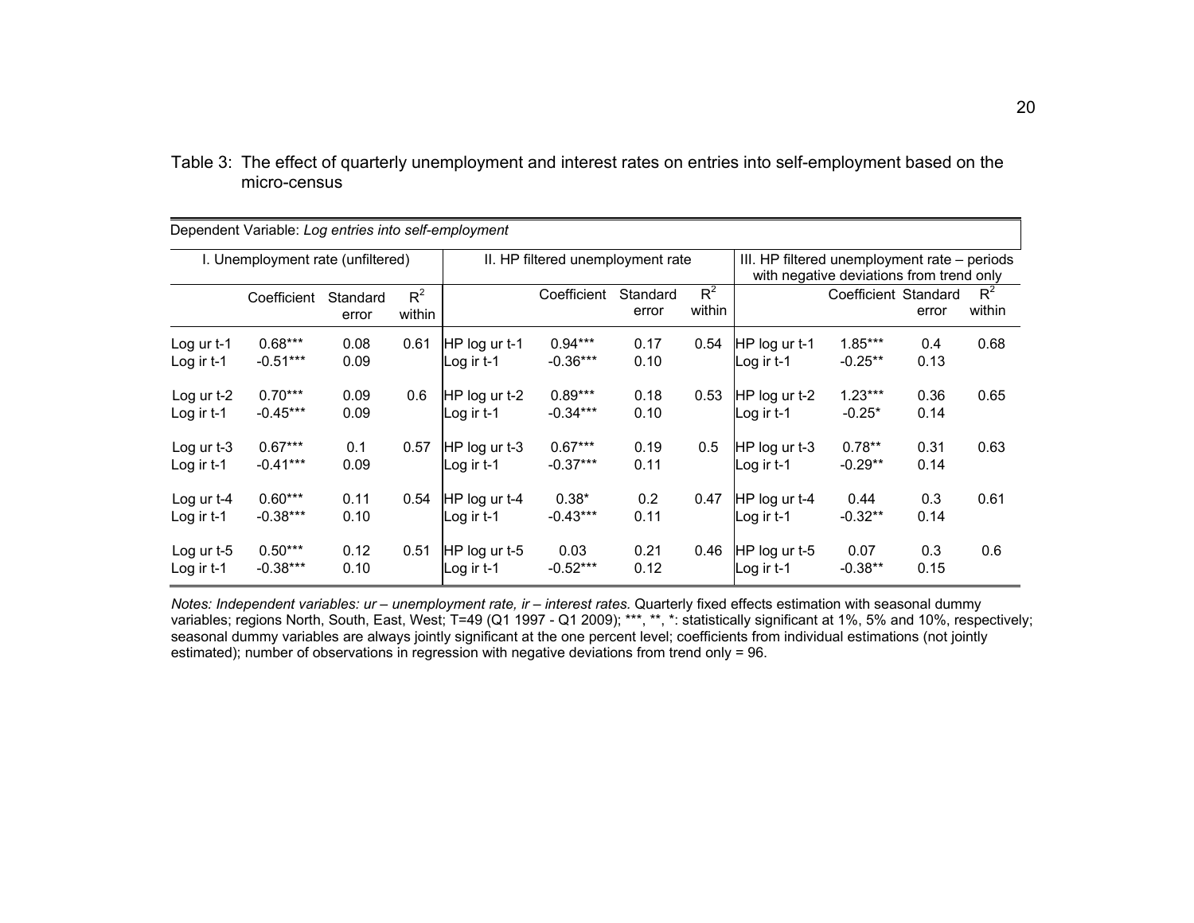Table 3: The effect of quarterly unemployment and interest rates on entries into self-employment based on the micro-census

| Dependent Variable: *Log entries into self-employment* | | | | | | | | | | | |
|---|---|---|---|---|---|---|---|---|---|---|---|
| I. Unemployment rate (unfiltered) | | | | II. HP filtered unemployment rate | | | | III. HP filtered unemployment rate – periods with negative deviations from trend only | | | |
| | Coefficient | Standard error | $R^2$ within | | Coefficient | Standard error | $R^2$ within | | Coefficient | Standard error | $R^2$ within |
| Log ur t-1 | 0.68*** | 0.08 | 0.61 | HP log ur t-1 | 0.94*** | 0.17 | 0.54 | HP log ur t-1 | 1.85*** | 0.4 | 0.68 |
| Log ir t-1 | -0.51*** | 0.09 | | Log ir t-1 | -0.36*** | 0.10 | | Log ir t-1 | -0.25** | 0.13 | |
| Log ur t-2 | 0.70*** | 0.09 | 0.6 | HP log ur t-2 | 0.89*** | 0.18 | 0.53 | HP log ur t-2 | 1.23*** | 0.36 | 0.65 |
| Log ir t-1 | -0.45*** | 0.09 | | Log ir t-1 | -0.34*** | 0.10 | | Log ir t-1 | -0.25* | 0.14 | |
| Log ur t-3 | 0.67*** | 0.1 | 0.57 | HP log ur t-3 | 0.67*** | 0.19 | 0.5 | HP log ur t-3 | 0.78** | 0.31 | 0.63 |
| Log ir t-1 | -0.41*** | 0.09 | | Log ir t-1 | -0.37*** | 0.11 | | Log ir t-1 | -0.29** | 0.14 | |
| Log ur t-4 | 0.60*** | 0.11 | 0.54 | HP log ur t-4 | 0.38* | 0.2 | 0.47 | HP log ur t-4 | 0.44 | 0.3 | 0.61 |
| Log ir t-1 | -0.38*** | 0.10 | | Log ir t-1 | -0.43*** | 0.11 | | Log ir t-1 | -0.32** | 0.14 | |
| Log ur t-5 | 0.50*** | 0.12 | 0.51 | HP log ur t-5 | 0.03 | 0.21 | 0.46 | HP log ur t-5 | 0.07 | 0.3 | 0.6 |
| Log ir t-1 | -0.38*** | 0.10 | | Log ir t-1 | -0.52*** | 0.12 | | Log ir t-1 | -0.38** | 0.15 | |

*Notes: Independent variables: ur – unemployment rate, ir – interest rates.* Quarterly fixed effects estimation with seasonal dummy variables; regions North, South, East, West; T=49 (Q1 1997 - Q1 2009); ***, **, *: statistically significant at 1%, 5% and 10%, respectively; seasonal dummy variables are always jointly significant at the one percent level; coefficients from individual estimations (not jointly estimated); number of observations in regression with negative deviations from trend only = 96.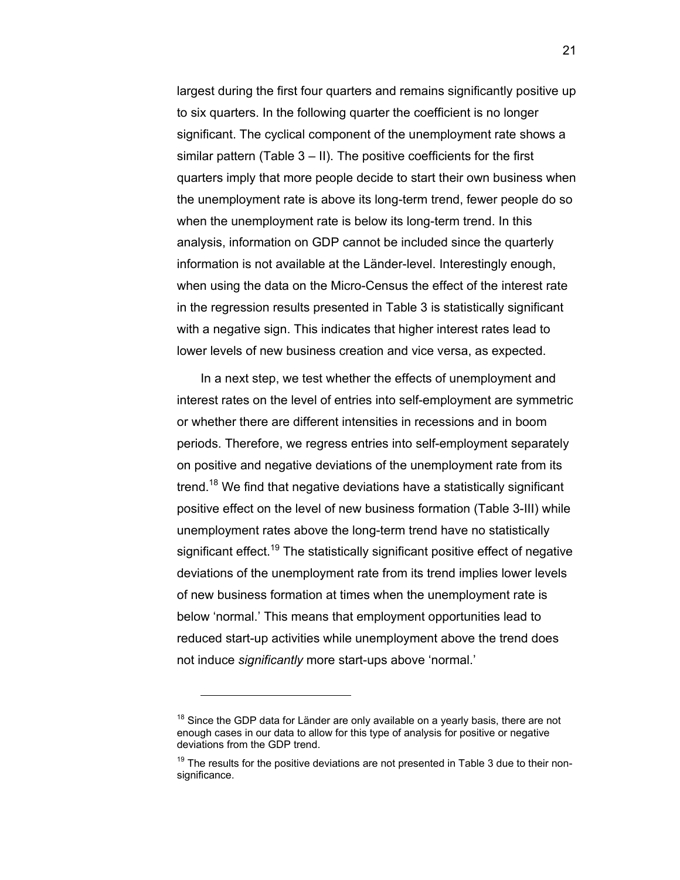largest during the first four quarters and remains significantly positive up to six quarters. In the following quarter the coefficient is no longer significant. The cyclical component of the unemployment rate shows a similar pattern (Table 3 – II). The positive coefficients for the first quarters imply that more people decide to start their own business when the unemployment rate is above its long-term trend, fewer people do so when the unemployment rate is below its long-term trend. In this analysis, information on GDP cannot be included since the quarterly information is not available at the Länder-level. Interestingly enough, when using the data on the Micro-Census the effect of the interest rate in the regression results presented in Table 3 is statistically significant with a negative sign. This indicates that higher interest rates lead to lower levels of new business creation and vice versa, as expected.

In a next step, we test whether the effects of unemployment and interest rates on the level of entries into self-employment are symmetric or whether there are different intensities in recessions and in boom periods. Therefore, we regress entries into self-employment separately on positive and negative deviations of the unemployment rate from its trend.[18] We find that negative deviations have a statistically significant positive effect on the level of new business formation (Table 3-III) while unemployment rates above the long-term trend have no statistically significant effect.[19] The statistically significant positive effect of negative deviations of the unemployment rate from its trend implies lower levels of new business formation at times when the unemployment rate is below 'normal.' This means that employment opportunities lead to reduced start-up activities while unemployment above the trend does not induce *significantly* more start-ups above 'normal.'

---

[18] Since the GDP data for Länder are only available on a yearly basis, there are not enough cases in our data to allow for this type of analysis for positive or negative deviations from the GDP trend.

[19] The results for the positive deviations are not presented in Table 3 due to their non-significance.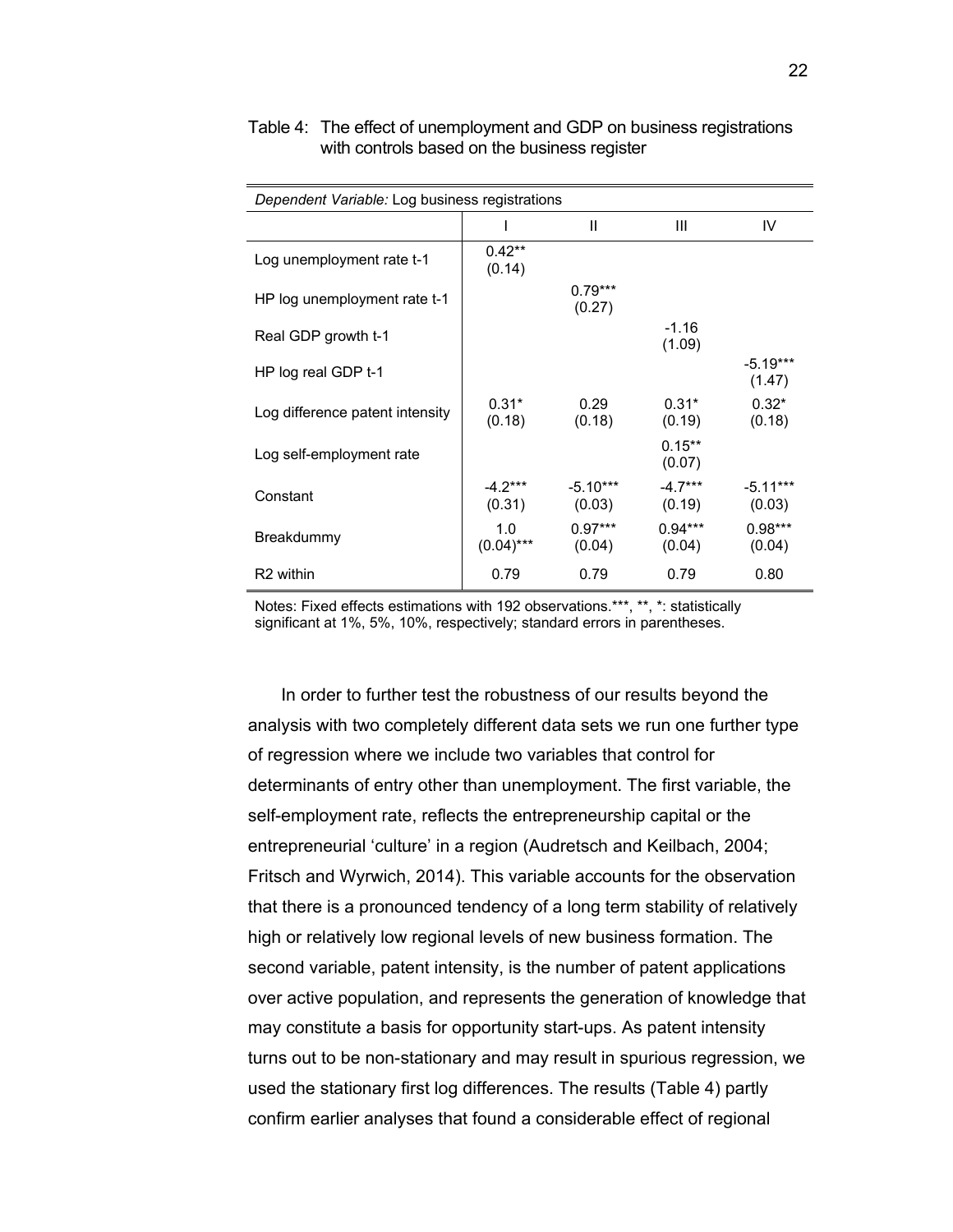Table 4: The effect of unemployment and GDP on business registrations with controls based on the business register

| *Dependent Variable:* Log business registrations | | | | |
|---|---|---|---|---|
| | I | II | III | IV |
| Log unemployment rate t-1 | 0.42**<br>(0.14) | | | |
| HP log unemployment rate t-1 | | 0.79***<br>(0.27) | | |
| Real GDP growth t-1 | | | -1.16<br>(1.09) | |
| HP log real GDP t-1 | | | | -5.19***<br>(1.47) |
| Log difference patent intensity | 0.31*<br>(0.18) | 0.29<br>(0.18) | 0.31*<br>(0.19) | 0.32*<br>(0.18) |
| Log self-employment rate | | | 0.15**<br>(0.07) | |
| Constant | -4.2***<br>(0.31) | -5.10***<br>(0.03) | -4.7***<br>(0.19) | -5.11***<br>(0.03) |
| Breakdummy | 1.0<br>(0.04)*** | 0.97***<br>(0.04) | 0.94***<br>(0.04) | 0.98***<br>(0.04) |
| R2 within | 0.79 | 0.79 | 0.79 | 0.80 |

Notes: Fixed effects estimations with 192 observations.***, **, *: statistically significant at 1%, 5%, 10%, respectively; standard errors in parentheses.

In order to further test the robustness of our results beyond the analysis with two completely different data sets we run one further type of regression where we include two variables that control for determinants of entry other than unemployment. The first variable, the self-employment rate, reflects the entrepreneurship capital or the entrepreneurial 'culture' in a region (Audretsch and Keilbach, 2004; Fritsch and Wyrwich, 2014). This variable accounts for the observation that there is a pronounced tendency of a long term stability of relatively high or relatively low regional levels of new business formation. The second variable, patent intensity, is the number of patent applications over active population, and represents the generation of knowledge that may constitute a basis for opportunity start-ups. As patent intensity turns out to be non-stationary and may result in spurious regression, we used the stationary first log differences. The results (Table 4) partly confirm earlier analyses that found a considerable effect of regional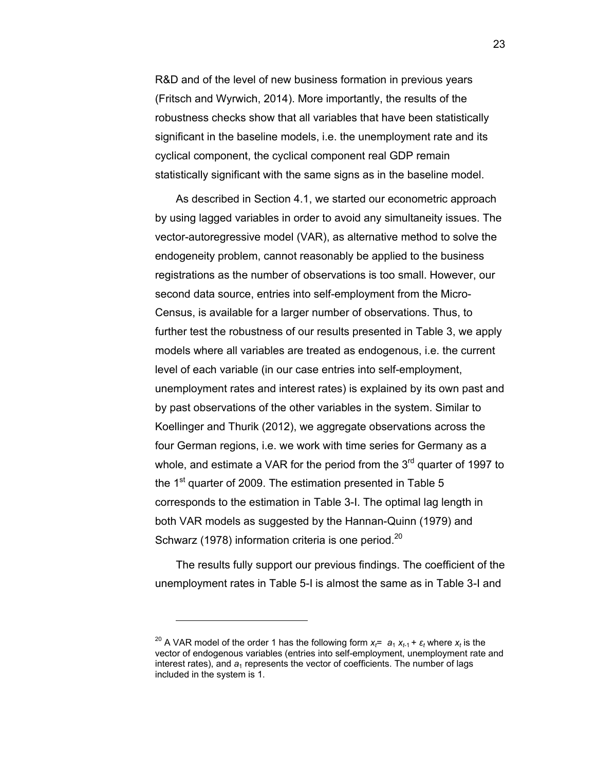R&D and of the level of new business formation in previous years (Fritsch and Wyrwich, 2014). More importantly, the results of the robustness checks show that all variables that have been statistically significant in the baseline models, i.e. the unemployment rate and its cyclical component, the cyclical component real GDP remain statistically significant with the same signs as in the baseline model.

As described in Section 4.1, we started our econometric approach by using lagged variables in order to avoid any simultaneity issues. The vector-autoregressive model (VAR), as alternative method to solve the endogeneity problem, cannot reasonably be applied to the business registrations as the number of observations is too small. However, our second data source, entries into self-employment from the Micro-Census, is available for a larger number of observations. Thus, to further test the robustness of our results presented in Table 3, we apply models where all variables are treated as endogenous, i.e. the current level of each variable (in our case entries into self-employment, unemployment rates and interest rates) is explained by its own past and by past observations of the other variables in the system. Similar to Koellinger and Thurik (2012), we aggregate observations across the four German regions, i.e. we work with time series for Germany as a whole, and estimate a VAR for the period from the 3rd quarter of 1997 to the 1st quarter of 2009. The estimation presented in Table 5 corresponds to the estimation in Table 3-I. The optimal lag length in both VAR models as suggested by the Hannan-Quinn (1979) and Schwarz (1978) information criteria is one period.[20]

The results fully support our previous findings. The coefficient of the unemployment rates in Table 5-I is almost the same as in Table 3-I and

---

[20] A VAR model of the order 1 has the following form $x_t = a_1 x_{t-1} + \varepsilon_t$ where $x_t$ is the vector of endogenous variables (entries into self-employment, unemployment rate and interest rates), and $a_1$ represents the vector of coefficients. The number of lags included in the system is 1.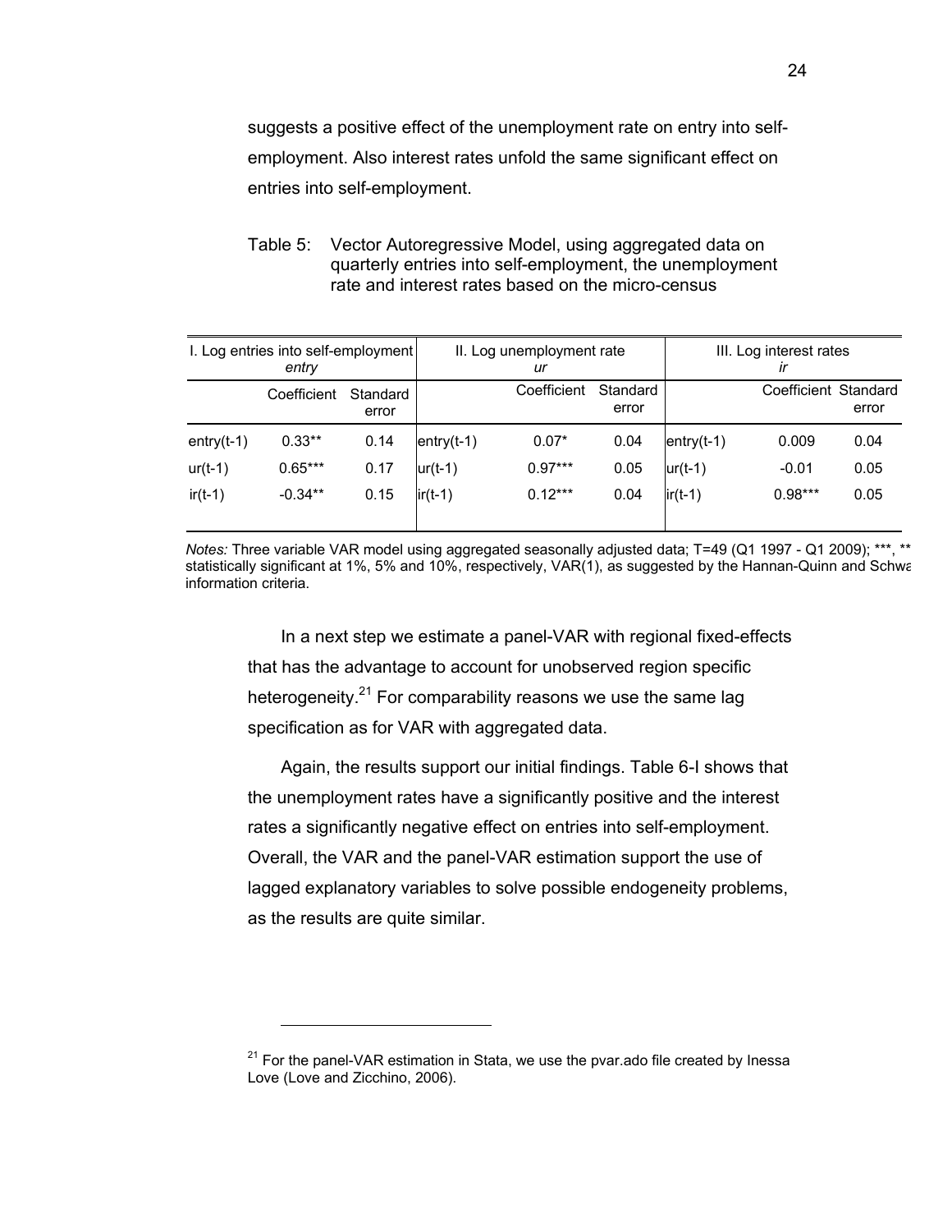suggests a positive effect of the unemployment rate on entry into self-employment. Also interest rates unfold the same significant effect on entries into self-employment.

Table 5: Vector Autoregressive Model, using aggregated data on quarterly entries into self-employment, the unemployment rate and interest rates based on the micro-census

| I. Log entries into self-employment *entry* | | | II. Log unemployment rate *ur* | | | III. Log interest rates *ir* | | |
|---|---|---|---|---|---|---|---|---|
| | Coefficient | Standard error | | Coefficient | Standard error | | Coefficient | Standard error |
| entry(t-1) | 0.33** | 0.14 | entry(t-1) | 0.07* | 0.04 | entry(t-1) | 0.009 | 0.04 |
| ur(t-1) | 0.65*** | 0.17 | ur(t-1) | 0.97*** | 0.05 | ur(t-1) | -0.01 | 0.05 |
| ir(t-1) | -0.34** | 0.15 | ir(t-1) | 0.12*** | 0.04 | ir(t-1) | 0.98*** | 0.05 |

*Notes:* Three variable VAR model using aggregated seasonally adjusted data; T=49 (Q1 1997 - Q1 2009); ***, ** statistically significant at 1%, 5% and 10%, respectively, VAR(1), as suggested by the Hannan-Quinn and Schwa information criteria.

In a next step we estimate a panel-VAR with regional fixed-effects that has the advantage to account for unobserved region specific heterogeneity.[21] For comparability reasons we use the same lag specification as for VAR with aggregated data.

Again, the results support our initial findings. Table 6-I shows that the unemployment rates have a significantly positive and the interest rates a significantly negative effect on entries into self-employment. Overall, the VAR and the panel-VAR estimation support the use of lagged explanatory variables to solve possible endogeneity problems, as the results are quite similar.

---

[21] For the panel-VAR estimation in Stata, we use the pvar.ado file created by Inessa Love (Love and Zicchino, 2006).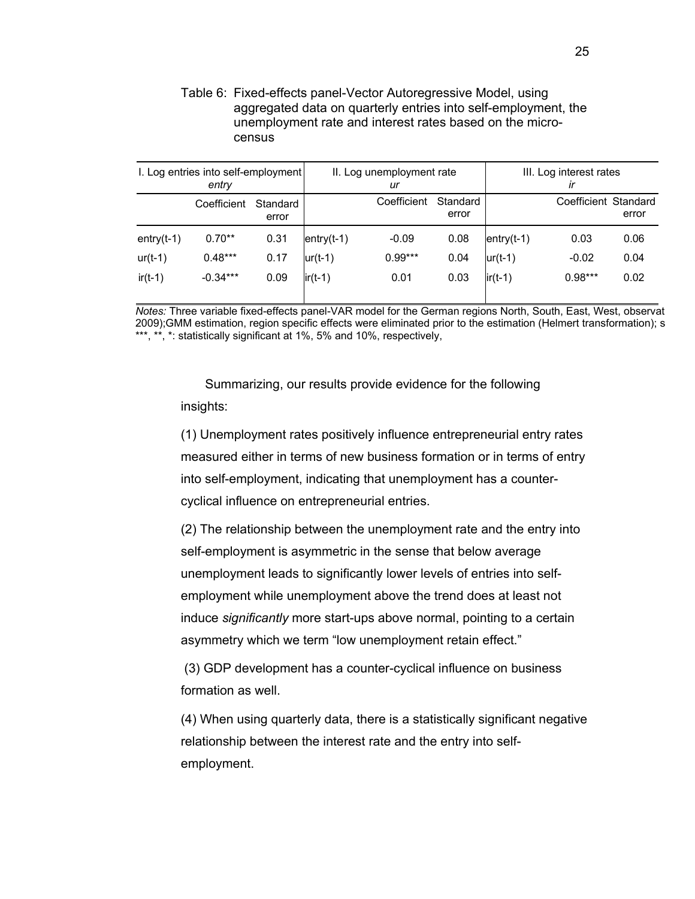Table 6: Fixed-effects panel-Vector Autoregressive Model, using aggregated data on quarterly entries into self-employment, the unemployment rate and interest rates based on the micro-census

| I. Log entries into self-employment *entry* | | | II. Log unemployment rate *ur* | | | III. Log interest rates *ir* | | |
|---|---|---|---|---|---|---|---|---|
| | Coefficient | Standard error | | Coefficient | Standard error | | Coefficient | Standard error |
| entry(t-1) | 0.70** | 0.31 | entry(t-1) | -0.09 | 0.08 | entry(t-1) | 0.03 | 0.06 |
| ur(t-1) | 0.48*** | 0.17 | ur(t-1) | 0.99*** | 0.04 | ur(t-1) | -0.02 | 0.04 |
| ir(t-1) | -0.34*** | 0.09 | ir(t-1) | 0.01 | 0.03 | ir(t-1) | 0.98*** | 0.02 |

*Notes:* Three variable fixed-effects panel-VAR model for the German regions North, South, East, West, observat 2009);GMM estimation, region specific effects were eliminated prior to the estimation (Helmert transformation); s ***, **, *: statistically significant at 1%, 5% and 10%, respectively,

Summarizing, our results provide evidence for the following insights:

(1) Unemployment rates positively influence entrepreneurial entry rates measured either in terms of new business formation or in terms of entry into self-employment, indicating that unemployment has a counter-cyclical influence on entrepreneurial entries.

(2) The relationship between the unemployment rate and the entry into self-employment is asymmetric in the sense that below average unemployment leads to significantly lower levels of entries into self-employment while unemployment above the trend does at least not induce *significantly* more start-ups above normal, pointing to a certain asymmetry which we term "low unemployment retain effect."

(3) GDP development has a counter-cyclical influence on business formation as well.

(4) When using quarterly data, there is a statistically significant negative relationship between the interest rate and the entry into self-employment.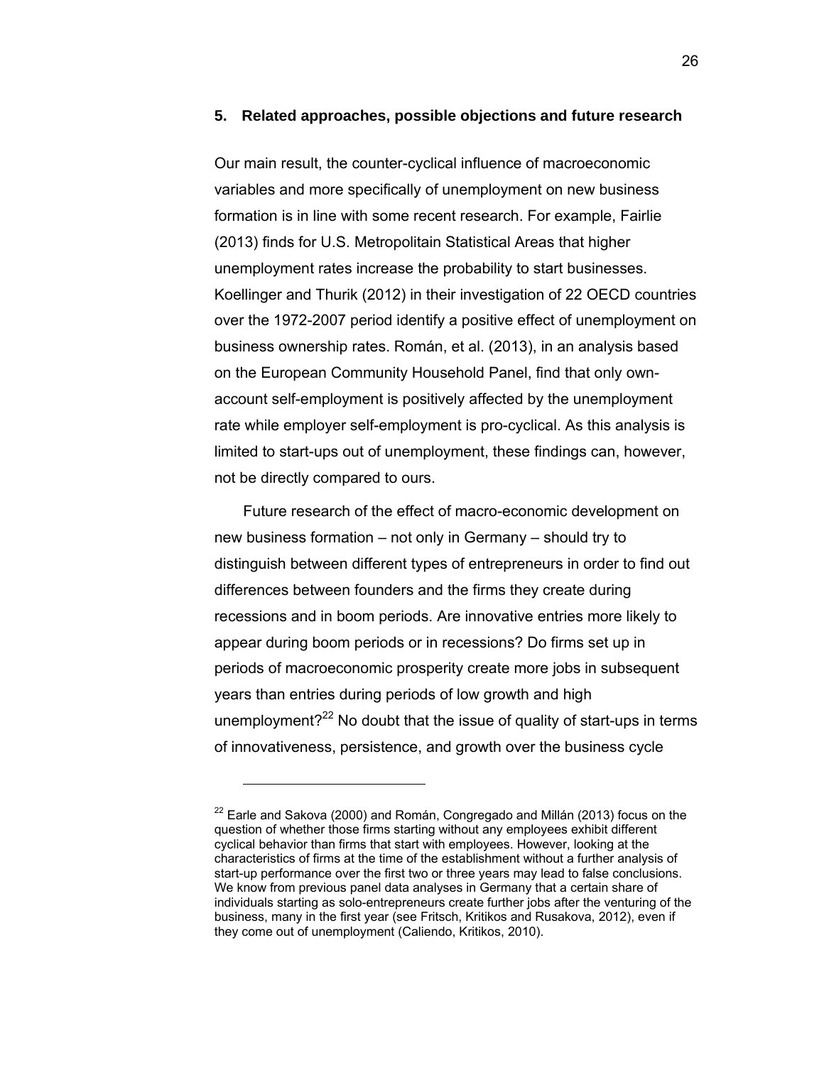## 5. Related approaches, possible objections and future research

Our main result, the counter-cyclical influence of macroeconomic variables and more specifically of unemployment on new business formation is in line with some recent research. For example, Fairlie (2013) finds for U.S. Metropolitain Statistical Areas that higher unemployment rates increase the probability to start businesses. Koellinger and Thurik (2012) in their investigation of 22 OECD countries over the 1972-2007 period identify a positive effect of unemployment on business ownership rates. Román, et al. (2013), in an analysis based on the European Community Household Panel, find that only own-account self-employment is positively affected by the unemployment rate while employer self-employment is pro-cyclical. As this analysis is limited to start-ups out of unemployment, these findings can, however, not be directly compared to ours.

Future research of the effect of macro-economic development on new business formation – not only in Germany – should try to distinguish between different types of entrepreneurs in order to find out differences between founders and the firms they create during recessions and in boom periods. Are innovative entries more likely to appear during boom periods or in recessions? Do firms set up in periods of macroeconomic prosperity create more jobs in subsequent years than entries during periods of low growth and high unemployment?[22] No doubt that the issue of quality of start-ups in terms of innovativeness, persistence, and growth over the business cycle

[22] Earle and Sakova (2000) and Román, Congregado and Millán (2013) focus on the question of whether those firms starting without any employees exhibit different cyclical behavior than firms that start with employees. However, looking at the characteristics of firms at the time of the establishment without a further analysis of start-up performance over the first two or three years may lead to false conclusions. We know from previous panel data analyses in Germany that a certain share of individuals starting as solo-entrepreneurs create further jobs after the venturing of the business, many in the first year (see Fritsch, Kritikos and Rusakova, 2012), even if they come out of unemployment (Caliendo, Kritikos, 2010).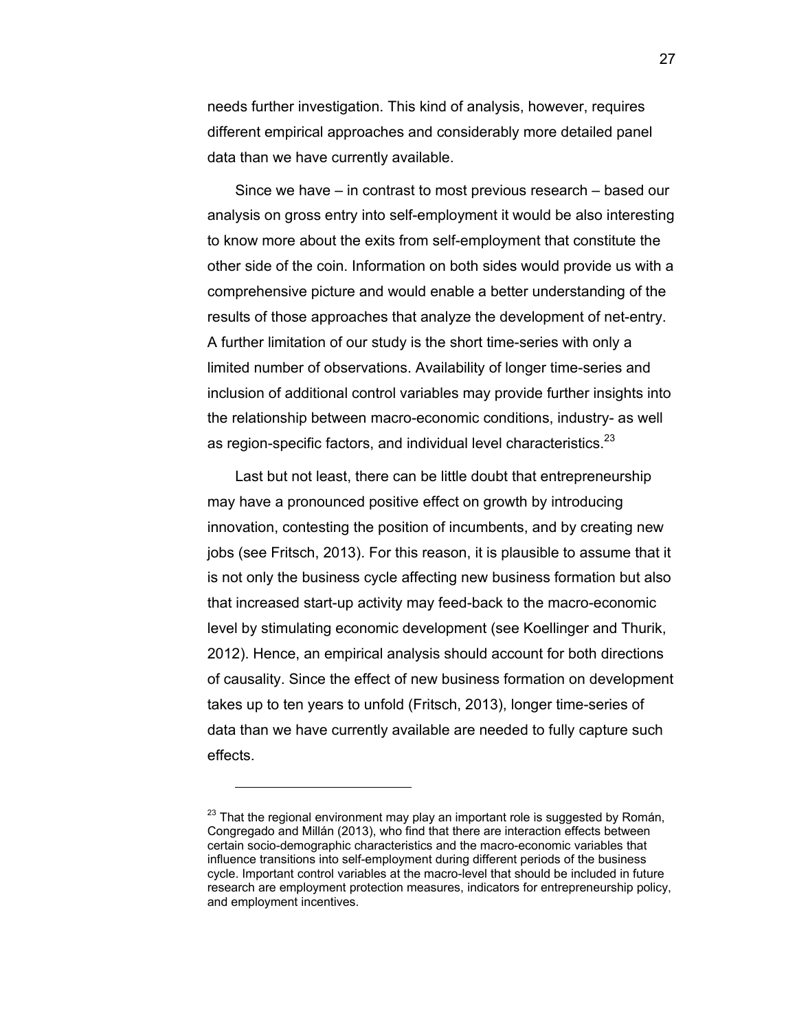needs further investigation. This kind of analysis, however, requires different empirical approaches and considerably more detailed panel data than we have currently available.

Since we have – in contrast to most previous research – based our analysis on gross entry into self-employment it would be also interesting to know more about the exits from self-employment that constitute the other side of the coin. Information on both sides would provide us with a comprehensive picture and would enable a better understanding of the results of those approaches that analyze the development of net-entry. A further limitation of our study is the short time-series with only a limited number of observations. Availability of longer time-series and inclusion of additional control variables may provide further insights into the relationship between macro-economic conditions, industry- as well as region-specific factors, and individual level characteristics.[23]

Last but not least, there can be little doubt that entrepreneurship may have a pronounced positive effect on growth by introducing innovation, contesting the position of incumbents, and by creating new jobs (see Fritsch, 2013). For this reason, it is plausible to assume that it is not only the business cycle affecting new business formation but also that increased start-up activity may feed-back to the macro-economic level by stimulating economic development (see Koellinger and Thurik, 2012). Hence, an empirical analysis should account for both directions of causality. Since the effect of new business formation on development takes up to ten years to unfold (Fritsch, 2013), longer time-series of data than we have currently available are needed to fully capture such effects.

---

[23] That the regional environment may play an important role is suggested by Román, Congregado and Millán (2013), who find that there are interaction effects between certain socio-demographic characteristics and the macro-economic variables that influence transitions into self-employment during different periods of the business cycle. Important control variables at the macro-level that should be included in future research are employment protection measures, indicators for entrepreneurship policy, and employment incentives.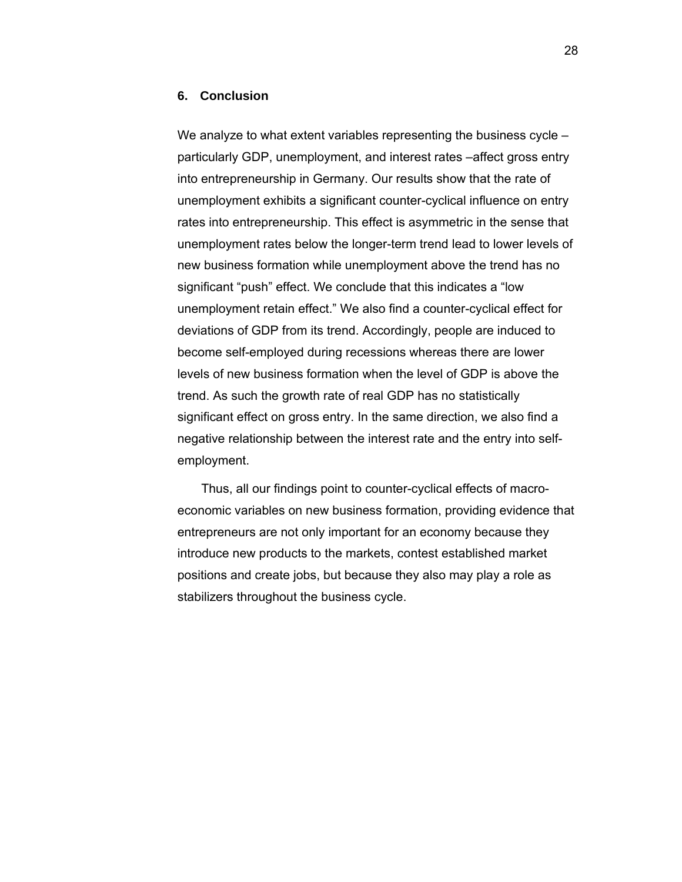## 6. Conclusion

We analyze to what extent variables representing the business cycle – particularly GDP, unemployment, and interest rates –affect gross entry into entrepreneurship in Germany. Our results show that the rate of unemployment exhibits a significant counter-cyclical influence on entry rates into entrepreneurship. This effect is asymmetric in the sense that unemployment rates below the longer-term trend lead to lower levels of new business formation while unemployment above the trend has no significant "push" effect. We conclude that this indicates a "low unemployment retain effect." We also find a counter-cyclical effect for deviations of GDP from its trend. Accordingly, people are induced to become self-employed during recessions whereas there are lower levels of new business formation when the level of GDP is above the trend. As such the growth rate of real GDP has no statistically significant effect on gross entry. In the same direction, we also find a negative relationship between the interest rate and the entry into self-employment.

Thus, all our findings point to counter-cyclical effects of macro-economic variables on new business formation, providing evidence that entrepreneurs are not only important for an economy because they introduce new products to the markets, contest established market positions and create jobs, but because they also may play a role as stabilizers throughout the business cycle.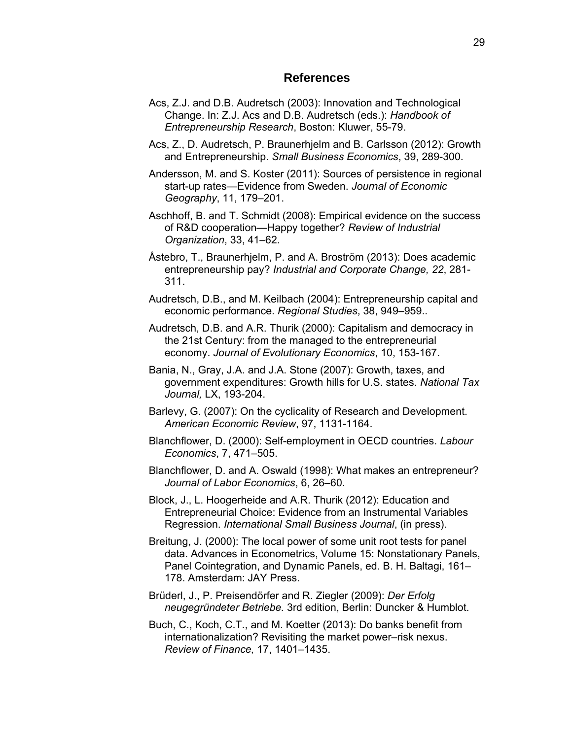## References

Acs, Z.J. and D.B. Audretsch (2003): Innovation and Technological Change. In: Z.J. Acs and D.B. Audretsch (eds.): *Handbook of Entrepreneurship Research*, Boston: Kluwer, 55-79.

Acs, Z., D. Audretsch, P. Braunerhjelm and B. Carlsson (2012): Growth and Entrepreneurship. *Small Business Economics*, 39, 289-300.

Andersson, M. and S. Koster (2011): Sources of persistence in regional start-up rates—Evidence from Sweden. *Journal of Economic Geography*, 11, 179–201.

Aschhoff, B. and T. Schmidt (2008): Empirical evidence on the success of R&D cooperation—Happy together? *Review of Industrial Organization*, 33, 41–62.

Åstebro, T., Braunerhjelm, P. and A. Broström (2013): Does academic entrepreneurship pay? *Industrial and Corporate Change, 22*, 281-311.

Audretsch, D.B., and M. Keilbach (2004): Entrepreneurship capital and economic performance. *Regional Studies*, 38, 949–959..

Audretsch, D.B. and A.R. Thurik (2000): Capitalism and democracy in the 21st Century: from the managed to the entrepreneurial economy. *Journal of Evolutionary Economics*, 10, 153-167.

Bania, N., Gray, J.A. and J.A. Stone (2007): Growth, taxes, and government expenditures: Growth hills for U.S. states. *National Tax Journal,* LX, 193-204.

Barlevy, G. (2007): On the cyclicality of Research and Development. *American Economic Review*, 97, 1131-1164.

Blanchflower, D. (2000): Self-employment in OECD countries. *Labour Economics*, 7, 471–505.

Blanchflower, D. and A. Oswald (1998): What makes an entrepreneur? *Journal of Labor Economics*, 6, 26–60.

Block, J., L. Hoogerheide and A.R. Thurik (2012): Education and Entrepreneurial Choice: Evidence from an Instrumental Variables Regression. *International Small Business Journal*, (in press).

Breitung, J. (2000): The local power of some unit root tests for panel data. Advances in Econometrics, Volume 15: Nonstationary Panels, Panel Cointegration, and Dynamic Panels, ed. B. H. Baltagi, 161–178. Amsterdam: JAY Press.

Brüderl, J., P. Preisendörfer and R. Ziegler (2009): *Der Erfolg neugegründeter Betriebe.* 3rd edition, Berlin: Duncker & Humblot.

Buch, C., Koch, C.T., and M. Koetter (2013): Do banks benefit from internationalization? Revisiting the market power–risk nexus. *Review of Finance,* 17, 1401–1435.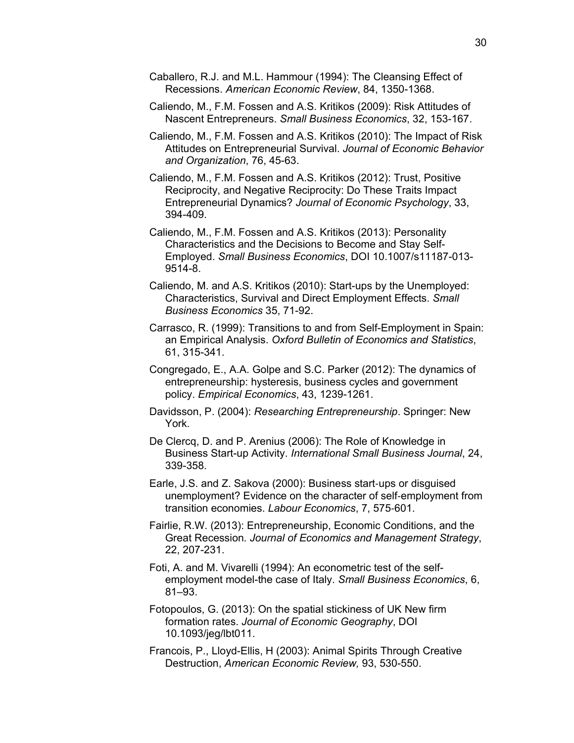Caballero, R.J. and M.L. Hammour (1994): The Cleansing Effect of Recessions. *American Economic Review*, 84, 1350-1368.

Caliendo, M., F.M. Fossen and A.S. Kritikos (2009): Risk Attitudes of Nascent Entrepreneurs. *Small Business Economics*, 32, 153-167.

Caliendo, M., F.M. Fossen and A.S. Kritikos (2010): The Impact of Risk Attitudes on Entrepreneurial Survival. *Journal of Economic Behavior and Organization*, 76, 45-63.

Caliendo, M., F.M. Fossen and A.S. Kritikos (2012): Trust, Positive Reciprocity, and Negative Reciprocity: Do These Traits Impact Entrepreneurial Dynamics? *Journal of Economic Psychology*, 33, 394-409.

Caliendo, M., F.M. Fossen and A.S. Kritikos (2013): Personality Characteristics and the Decisions to Become and Stay Self-Employed. *Small Business Economics*, DOI 10.1007/s11187-013-9514-8.

Caliendo, M. and A.S. Kritikos (2010): Start-ups by the Unemployed: Characteristics, Survival and Direct Employment Effects. *Small Business Economics* 35, 71-92.

Carrasco, R. (1999): Transitions to and from Self-Employment in Spain: an Empirical Analysis. *Oxford Bulletin of Economics and Statistics*, 61, 315-341.

Congregado, E., A.A. Golpe and S.C. Parker (2012): The dynamics of entrepreneurship: hysteresis, business cycles and government policy. *Empirical Economics*, 43, 1239-1261.

Davidsson, P. (2004): *Researching Entrepreneurship*. Springer: New York.

De Clercq, D. and P. Arenius (2006): The Role of Knowledge in Business Start-up Activity. *International Small Business Journal*, 24, 339-358.

Earle, J.S. and Z. Sakova (2000): Business start-ups or disguised unemployment? Evidence on the character of self-employment from transition economies. *Labour Economics*, 7, 575-601.

Fairlie, R.W. (2013): Entrepreneurship, Economic Conditions, and the Great Recession*. Journal of Economics and Management Strategy*, 22, 207-231.

Foti, A. and M. Vivarelli (1994): An econometric test of the self-employment model-the case of Italy. *Small Business Economics*, 6, 81–93.

Fotopoulos, G. (2013): On the spatial stickiness of UK New firm formation rates. *Journal of Economic Geography*, DOI 10.1093/jeg/lbt011.

Francois, P., Lloyd-Ellis, H (2003): Animal Spirits Through Creative Destruction, *American Economic Review,* 93, 530-550.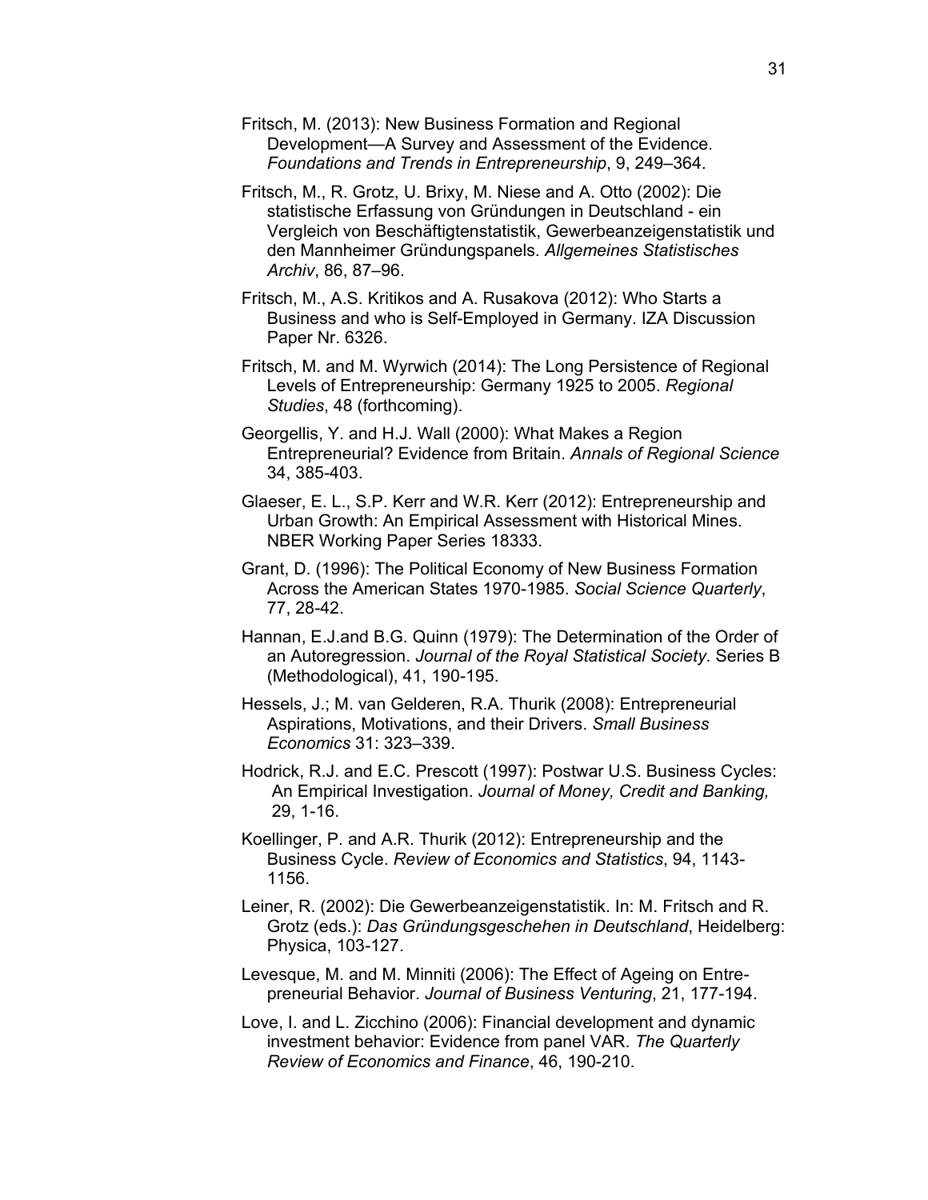Fritsch, M. (2013): New Business Formation and Regional Development—A Survey and Assessment of the Evidence. *Foundations and Trends in Entrepreneurship*, 9, 249–364.

Fritsch, M., R. Grotz, U. Brixy, M. Niese and A. Otto (2002): Die statistische Erfassung von Gründungen in Deutschland - ein Vergleich von Beschäftigtenstatistik, Gewerbeanzeigenstatistik und den Mannheimer Gründungspanels. *Allgemeines Statistisches Archiv*, 86, 87–96.

Fritsch, M., A.S. Kritikos and A. Rusakova (2012): Who Starts a Business and who is Self-Employed in Germany. IZA Discussion Paper Nr. 6326.

Fritsch, M. and M. Wyrwich (2014): The Long Persistence of Regional Levels of Entrepreneurship: Germany 1925 to 2005. *Regional Studies*, 48 (forthcoming).

Georgellis, Y. and H.J. Wall (2000): What Makes a Region Entrepreneurial? Evidence from Britain. *Annals of Regional Science* 34, 385-403.

Glaeser, E. L., S.P. Kerr and W.R. Kerr (2012): Entrepreneurship and Urban Growth: An Empirical Assessment with Historical Mines. NBER Working Paper Series 18333.

Grant, D. (1996): The Political Economy of New Business Formation Across the American States 1970-1985. *Social Science Quarterly*, 77, 28-42.

Hannan, E.J.and B.G. Quinn (1979): The Determination of the Order of an Autoregression. *Journal of the Royal Statistical Society*. Series B (Methodological), 41, 190-195.

Hessels, J.; M. van Gelderen, R.A. Thurik (2008): Entrepreneurial Aspirations, Motivations, and their Drivers. *Small Business Economics* 31: 323–339.

Hodrick, R.J. and E.C. Prescott (1997): Postwar U.S. Business Cycles: An Empirical Investigation. *Journal of Money, Credit and Banking,* 29, 1-16.

Koellinger, P. and A.R. Thurik (2012): Entrepreneurship and the Business Cycle. *Review of Economics and Statistics*, 94, 1143-1156.

Leiner, R. (2002): Die Gewerbeanzeigenstatistik. In: M. Fritsch and R. Grotz (eds.): *Das Gründungsgeschehen in Deutschland*, Heidelberg: Physica, 103-127.

Levesque, M. and M. Minniti (2006): The Effect of Ageing on Entrepreneurial Behavior. *Journal of Business Venturing*, 21, 177-194.

Love, I. and L. Zicchino (2006): Financial development and dynamic investment behavior: Evidence from panel VAR. *The Quarterly Review of Economics and Finance*, 46, 190-210.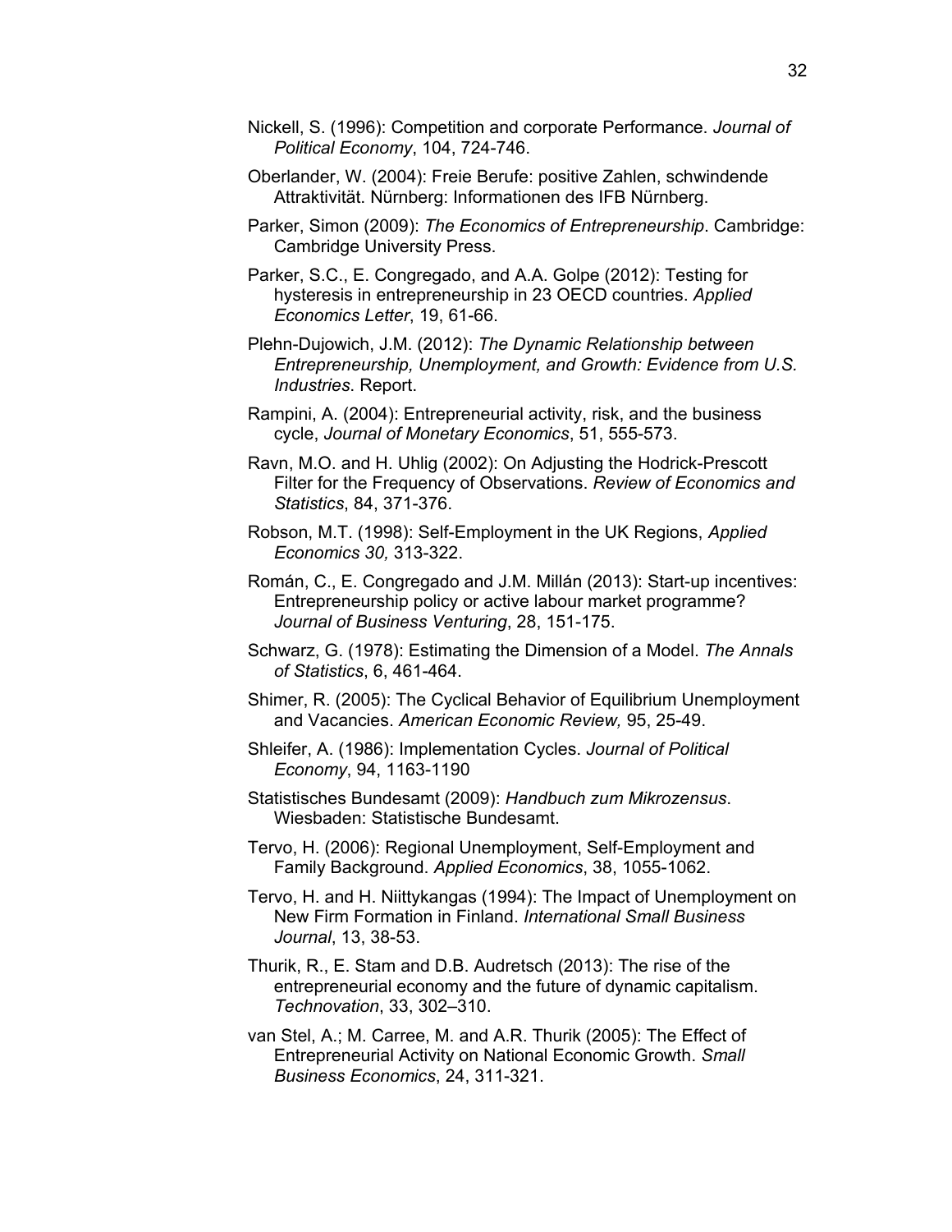Nickell, S. (1996): Competition and corporate Performance. *Journal of Political Economy*, 104, 724-746.

Oberlander, W. (2004): Freie Berufe: positive Zahlen, schwindende Attraktivität. Nürnberg: Informationen des IFB Nürnberg.

Parker, Simon (2009): *The Economics of Entrepreneurship*. Cambridge: Cambridge University Press.

Parker, S.C., E. Congregado, and A.A. Golpe (2012): Testing for hysteresis in entrepreneurship in 23 OECD countries. *Applied Economics Letter*, 19, 61-66.

Plehn-Dujowich, J.M. (2012): *The Dynamic Relationship between Entrepreneurship, Unemployment, and Growth: Evidence from U.S. Industries*. Report.

Rampini, A. (2004): Entrepreneurial activity, risk, and the business cycle, *Journal of Monetary Economics*, 51, 555-573.

Ravn, M.O. and H. Uhlig (2002): On Adjusting the Hodrick-Prescott Filter for the Frequency of Observations. *Review of Economics and Statistics*, 84, 371-376.

Robson, M.T. (1998): Self-Employment in the UK Regions, *Applied Economics 30,* 313-322.

Román, C., E. Congregado and J.M. Millán (2013): Start-up incentives: Entrepreneurship policy or active labour market programme? *Journal of Business Venturing*, 28, 151-175.

Schwarz, G. (1978): Estimating the Dimension of a Model. *The Annals of Statistics*, 6, 461-464.

Shimer, R. (2005): The Cyclical Behavior of Equilibrium Unemployment and Vacancies. *American Economic Review,* 95, 25-49.

Shleifer, A. (1986): Implementation Cycles. *Journal of Political Economy*, 94, 1163-1190

Statistisches Bundesamt (2009): *Handbuch zum Mikrozensus*. Wiesbaden: Statistische Bundesamt.

Tervo, H. (2006): Regional Unemployment, Self-Employment and Family Background. *Applied Economics*, 38, 1055-1062.

Tervo, H. and H. Niittykangas (1994): The Impact of Unemployment on New Firm Formation in Finland. *International Small Business Journal*, 13, 38-53.

Thurik, R., E. Stam and D.B. Audretsch (2013): The rise of the entrepreneurial economy and the future of dynamic capitalism. *Technovation*, 33, 302–310.

van Stel, A.; M. Carree, M. and A.R. Thurik (2005): The Effect of Entrepreneurial Activity on National Economic Growth. *Small Business Economics*, 24, 311-321.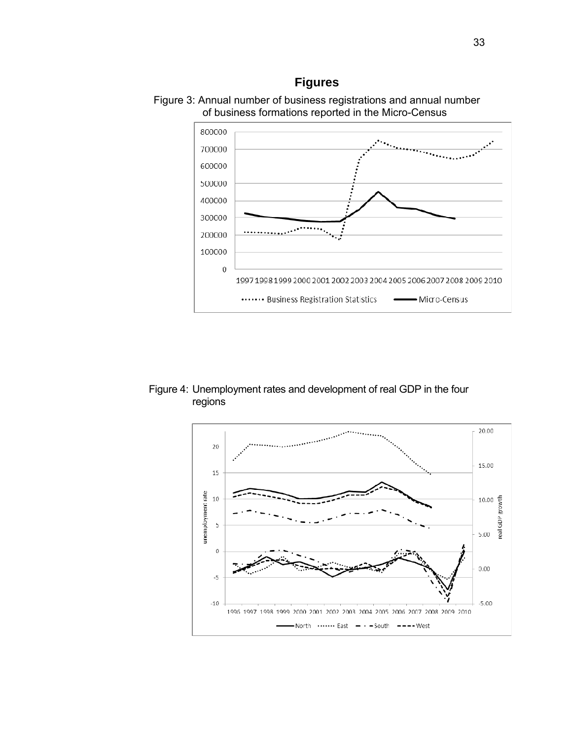# Figures

Figure 3: Annual number of business registrations and annual number of business formations reported in the Micro-Census

Figure 4: Unemployment rates and development of real GDP in the four regions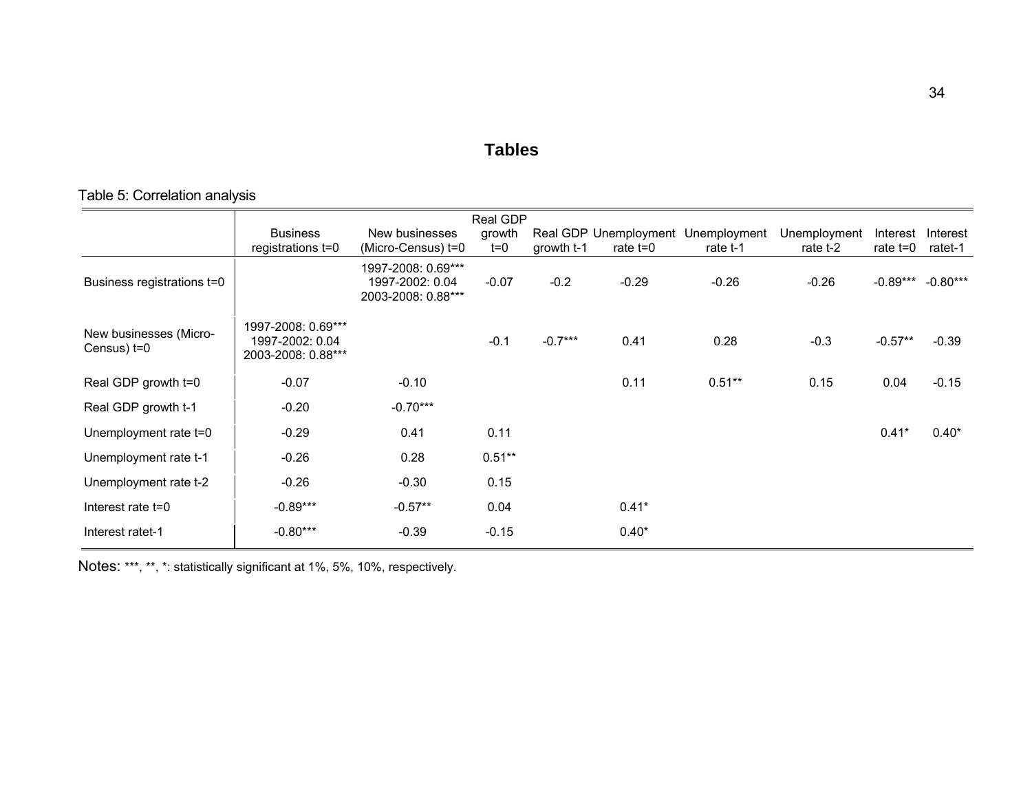## Tables

Table 5: Correlation analysis

| | Business registrations t=0 | New businesses (Micro-Census) t=0 | Real GDP growth t=0 | Real GDP growth t-1 | Unemployment rate t=0 | Unemployment rate t-1 | Unemployment rate t-2 | Interest rate t=0 | Interest ratet-1 |
|---|---|---|---|---|---|---|---|---|---|
| Business registrations t=0 | | 1997-2008: 0.69*** 1997-2002: 0.04 2003-2008: 0.88*** | -0.07 | -0.2 | -0.29 | -0.26 | -0.26 | -0.89*** | -0.80*** |
| New businesses (Micro-Census) t=0 | 1997-2008: 0.69*** 1997-2002: 0.04 2003-2008: 0.88*** | | -0.1 | -0.7*** | 0.41 | 0.28 | -0.3 | -0.57** | -0.39 |
| Real GDP growth t=0 | -0.07 | -0.10 | | | 0.11 | 0.51** | 0.15 | 0.04 | -0.15 |
| Real GDP growth t-1 | -0.20 | -0.70*** | | | | | | | |
| Unemployment rate t=0 | -0.29 | 0.41 | 0.11 | | | | | 0.41* | 0.40* |
| Unemployment rate t-1 | -0.26 | 0.28 | 0.51** | | | | | | |
| Unemployment rate t-2 | -0.26 | -0.30 | 0.15 | | | | | | |
| Interest rate t=0 | -0.89*** | -0.57** | 0.04 | | 0.41* | | | | |
| Interest ratet-1 | -0.80*** | -0.39 | -0.15 | | 0.40* | | | | |

Notes: ***, **, *: statistically significant at 1%, 5%, 10%, respectively.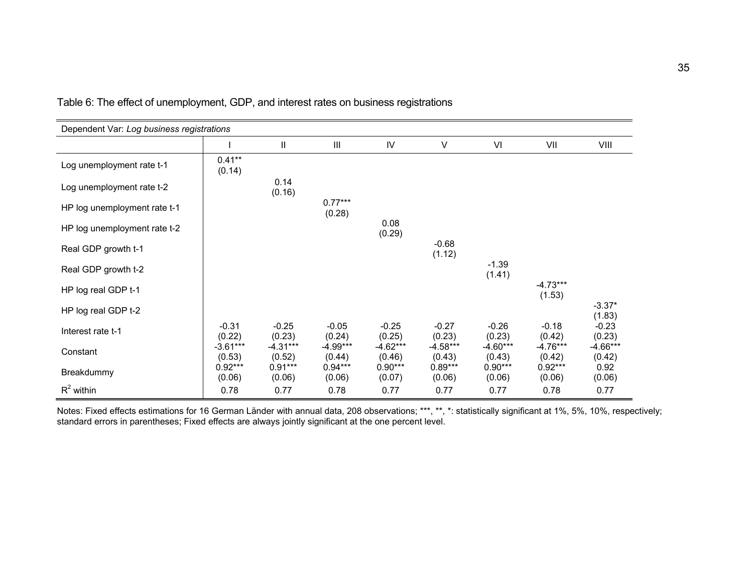Table 6: The effect of unemployment, GDP, and interest rates on business registrations

| Dependent Var: *Log business registrations* | | | | | | | | |
|---|---|---|---|---|---|---|---|---|
| | I | II | III | IV | V | VI | VII | VIII |
| Log unemployment rate t-1 | 0.41** (0.14) | | | | | | | |
| Log unemployment rate t-2 | | 0.14 (0.16) | | | | | | |
| HP log unemployment rate t-1 | | | 0.77*** (0.28) | | | | | |
| HP log unemployment rate t-2 | | | | 0.08 (0.29) | | | | |
| Real GDP growth t-1 | | | | | -0.68 (1.12) | | | |
| Real GDP growth t-2 | | | | | | -1.39 (1.41) | | |
| HP log real GDP t-1 | | | | | | | -4.73*** (1.53) | |
| HP log real GDP t-2 | | | | | | | | -3.37* (1.83) |
| Interest rate t-1 | -0.31 (0.22) | -0.25 (0.23) | -0.05 (0.24) | -0.25 (0.25) | -0.27 (0.23) | -0.26 (0.23) | -0.18 (0.42) | -0.23 (0.23) |
| Constant | -3.61*** (0.53) | -4.31*** (0.52) | -4.99*** (0.44) | -4.62*** (0.46) | -4.58*** (0.43) | -4.60*** (0.43) | -4.76*** (0.42) | -4.66*** (0.42) |
| Breakdummy | 0.92*** (0.06) | 0.91*** (0.06) | 0.94*** (0.06) | 0.90*** (0.07) | 0.89*** (0.06) | 0.90*** (0.06) | 0.92*** (0.06) | 0.92 (0.06) |
| $R^2$ within | 0.78 | 0.77 | 0.78 | 0.77 | 0.77 | 0.77 | 0.78 | 0.77 |

Notes: Fixed effects estimations for 16 German Länder with annual data, 208 observations; ***, **, *: statistically significant at 1%, 5%, 10%, respectively; standard errors in parentheses; Fixed effects are always jointly significant at the one percent level.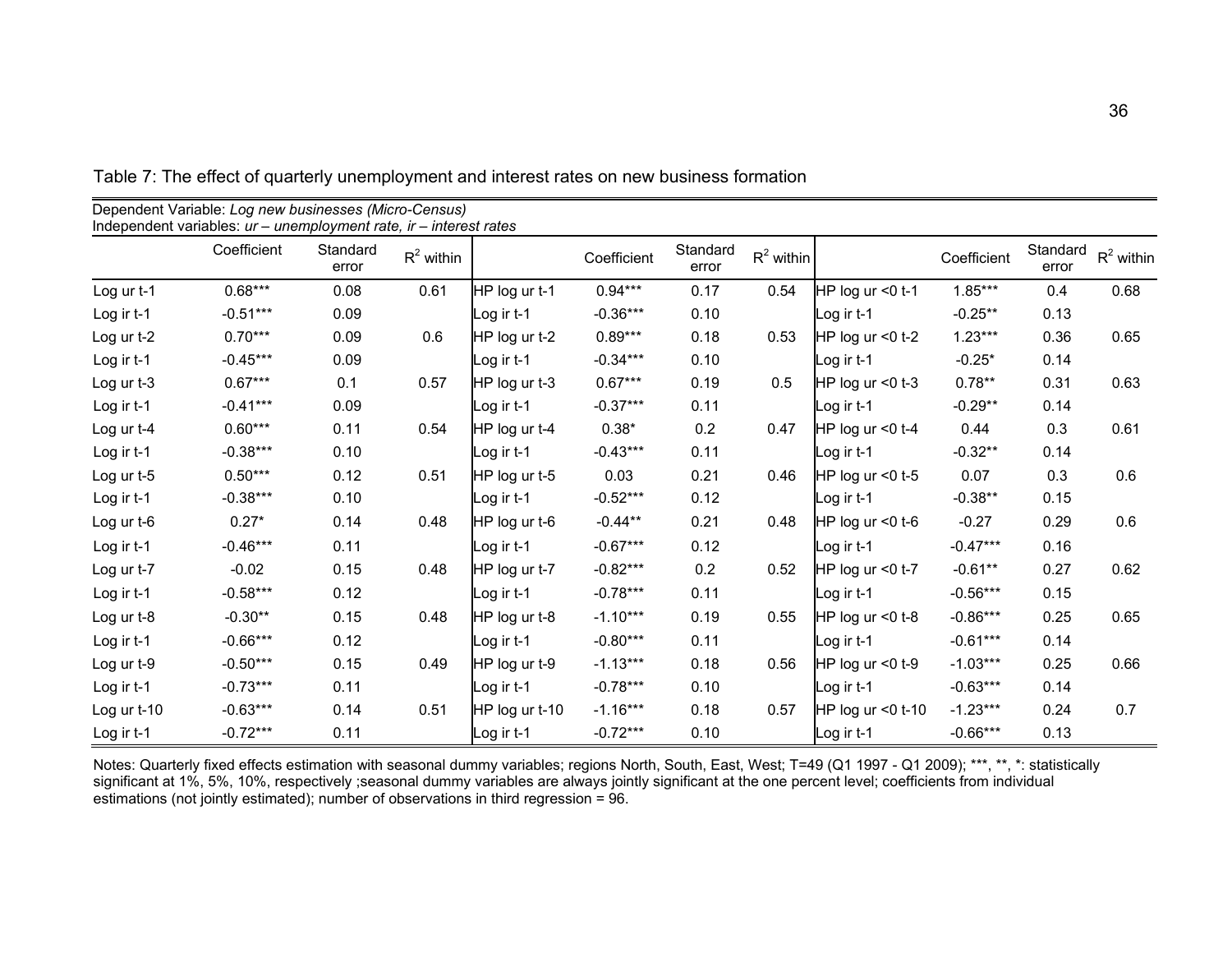Table 7: The effect of quarterly unemployment and interest rates on new business formation

Dependent Variable: *Log new businesses (Micro-Census)*
Independent variables: *ur – unemployment rate, ir – interest rates*

| | Coefficient | Standard error | $R^2$ within | | Coefficient | Standard error | $R^2$ within | | Coefficient | Standard error | $R^2$ within |
|---|---|---|---|---|---|---|---|---|---|---|---|
| Log ur t-1 | 0.68*** | 0.08 | 0.61 | HP log ur t-1 | 0.94*** | 0.17 | 0.54 | HP log ur <0 t-1 | 1.85*** | 0.4 | 0.68 |
| Log ir t-1 | -0.51*** | 0.09 | | Log ir t-1 | -0.36*** | 0.10 | | Log ir t-1 | -0.25** | 0.13 | |
| Log ur t-2 | 0.70*** | 0.09 | 0.6 | HP log ur t-2 | 0.89*** | 0.18 | 0.53 | HP log ur <0 t-2 | 1.23*** | 0.36 | 0.65 |
| Log ir t-1 | -0.45*** | 0.09 | | Log ir t-1 | -0.34*** | 0.10 | | Log ir t-1 | -0.25* | 0.14 | |
| Log ur t-3 | 0.67*** | 0.1 | 0.57 | HP log ur t-3 | 0.67*** | 0.19 | 0.5 | HP log ur <0 t-3 | 0.78** | 0.31 | 0.63 |
| Log ir t-1 | -0.41*** | 0.09 | | Log ir t-1 | -0.37*** | 0.11 | | Log ir t-1 | -0.29** | 0.14 | |
| Log ur t-4 | 0.60*** | 0.11 | 0.54 | HP log ur t-4 | 0.38* | 0.2 | 0.47 | HP log ur <0 t-4 | 0.44 | 0.3 | 0.61 |
| Log ir t-1 | -0.38*** | 0.10 | | Log ir t-1 | -0.43*** | 0.11 | | Log ir t-1 | -0.32** | 0.14 | |
| Log ur t-5 | 0.50*** | 0.12 | 0.51 | HP log ur t-5 | 0.03 | 0.21 | 0.46 | HP log ur <0 t-5 | 0.07 | 0.3 | 0.6 |
| Log ir t-1 | -0.38*** | 0.10 | | Log ir t-1 | -0.52*** | 0.12 | | Log ir t-1 | -0.38** | 0.15 | |
| Log ur t-6 | 0.27* | 0.14 | 0.48 | HP log ur t-6 | -0.44** | 0.21 | 0.48 | HP log ur <0 t-6 | -0.27 | 0.29 | 0.6 |
| Log ir t-1 | -0.46*** | 0.11 | | Log ir t-1 | -0.67*** | 0.12 | | Log ir t-1 | -0.47*** | 0.16 | |
| Log ur t-7 | -0.02 | 0.15 | 0.48 | HP log ur t-7 | -0.82*** | 0.2 | 0.52 | HP log ur <0 t-7 | -0.61** | 0.27 | 0.62 |
| Log ir t-1 | -0.58*** | 0.12 | | Log ir t-1 | -0.78*** | 0.11 | | Log ir t-1 | -0.56*** | 0.15 | |
| Log ur t-8 | -0.30** | 0.15 | 0.48 | HP log ur t-8 | -1.10*** | 0.19 | 0.55 | HP log ur <0 t-8 | -0.86*** | 0.25 | 0.65 |
| Log ir t-1 | -0.66*** | 0.12 | | Log ir t-1 | -0.80*** | 0.11 | | Log ir t-1 | -0.61*** | 0.14 | |
| Log ur t-9 | -0.50*** | 0.15 | 0.49 | HP log ur t-9 | -1.13*** | 0.18 | 0.56 | HP log ur <0 t-9 | -1.03*** | 0.25 | 0.66 |
| Log ir t-1 | -0.73*** | 0.11 | | Log ir t-1 | -0.78*** | 0.10 | | Log ir t-1 | -0.63*** | 0.14 | |
| Log ur t-10 | -0.63*** | 0.14 | 0.51 | HP log ur t-10 | -1.16*** | 0.18 | 0.57 | HP log ur <0 t-10 | -1.23*** | 0.24 | 0.7 |
| Log ir t-1 | -0.72*** | 0.11 | | Log ir t-1 | -0.72*** | 0.10 | | Log ir t-1 | -0.66*** | 0.13 | |

Notes: Quarterly fixed effects estimation with seasonal dummy variables; regions North, South, East, West; T=49 (Q1 1997 - Q1 2009); ***, **, *: statistically significant at 1%, 5%, 10%, respectively ;seasonal dummy variables are always jointly significant at the one percent level; coefficients from individual estimations (not jointly estimated); number of observations in third regression = 96.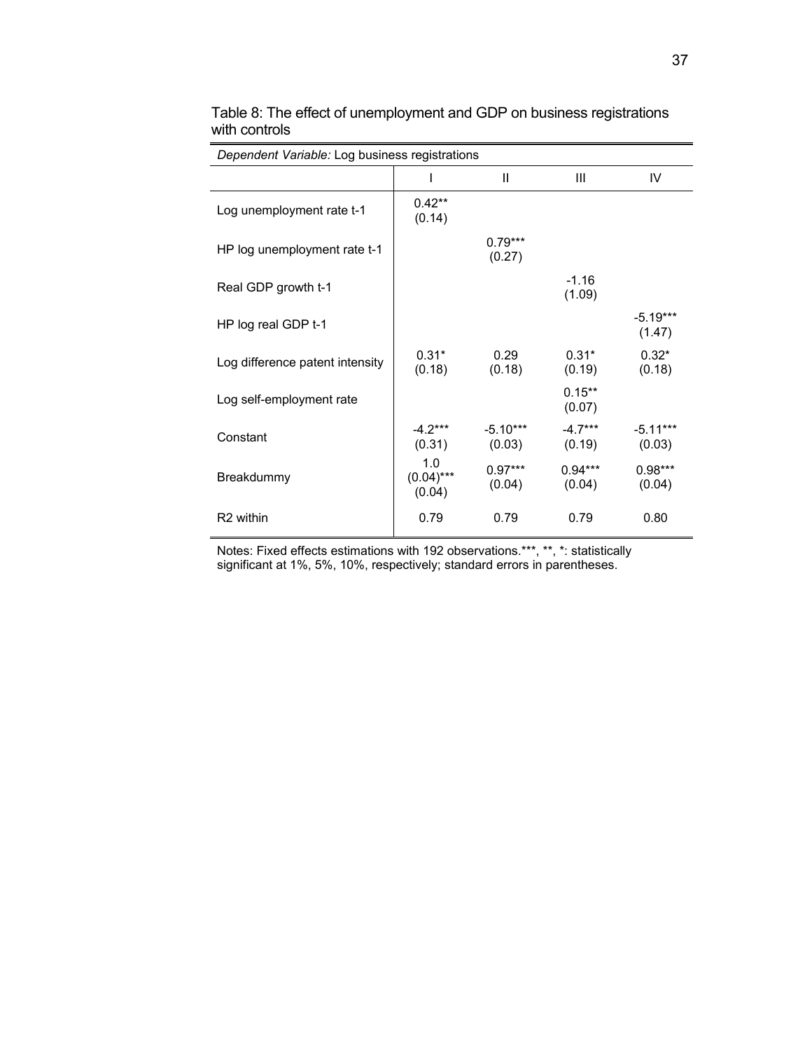Table 8: The effect of unemployment and GDP on business registrations with controls

| *Dependent Variable:* Log business registrations | | | | |
|---|---|---|---|---|
| | I | II | III | IV |
| Log unemployment rate t-1 | 0.42** (0.14) | | | |
| HP log unemployment rate t-1 | | 0.79*** (0.27) | | |
| Real GDP growth t-1 | | | -1.16 (1.09) | |
| HP log real GDP t-1 | | | | -5.19*** (1.47) |
| Log difference patent intensity | 0.31* (0.18) | 0.29 (0.18) | 0.31* (0.19) | 0.32* (0.18) |
| Log self-employment rate | | | 0.15** (0.07) | |
| Constant | -4.2*** (0.31) | -5.10*** (0.03) | -4.7*** (0.19) | -5.11*** (0.03) |
| Breakdummy | 1.0 (0.04)*** (0.04) | 0.97*** (0.04) | 0.94*** (0.04) | 0.98*** (0.04) |
| R2 within | 0.79 | 0.79 | 0.79 | 0.80 |

Notes: Fixed effects estimations with 192 observations.***, **, *: statistically significant at 1%, 5%, 10%, respectively; standard errors in parentheses.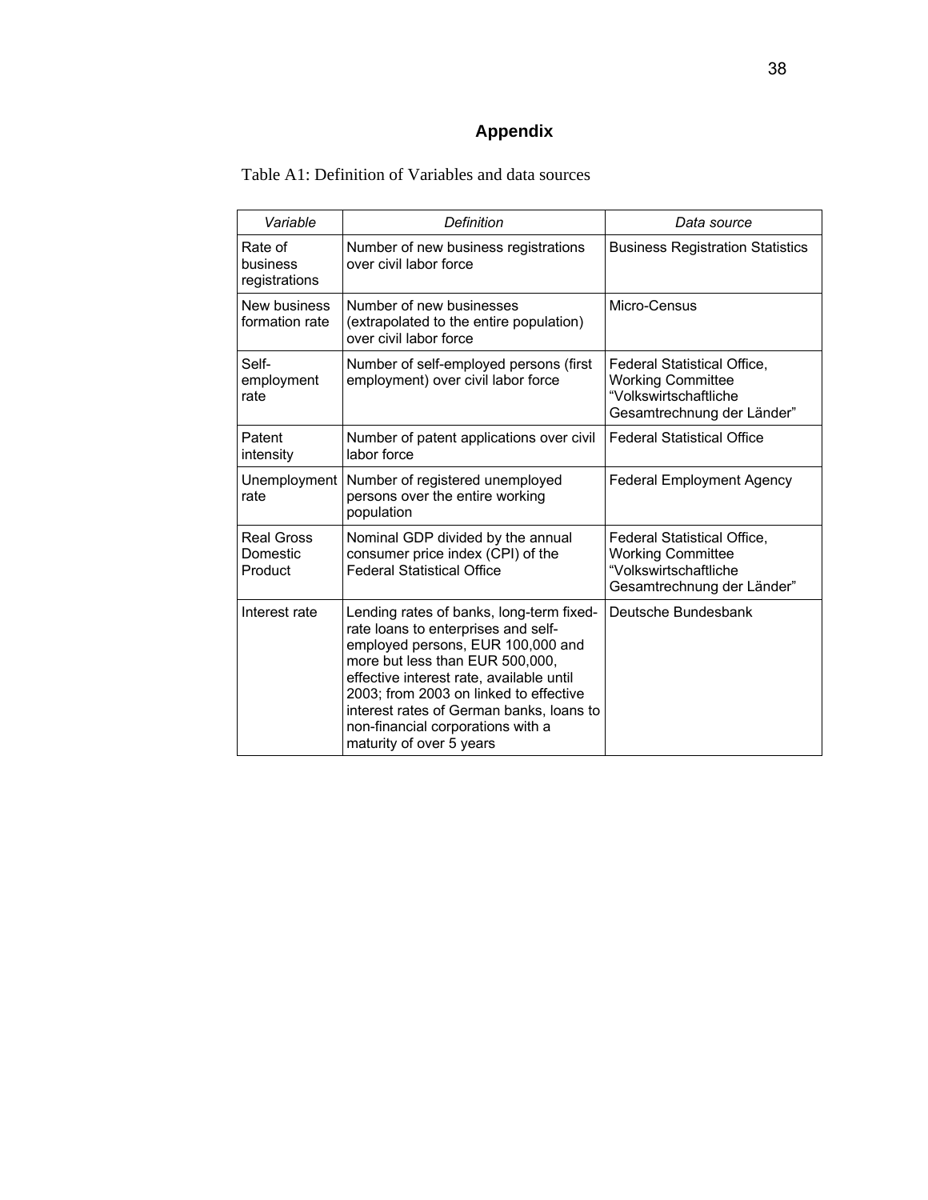# Appendix

Table A1: Definition of Variables and data sources

| *Variable* | *Definition* | *Data source* |
|---|---|---|
| Rate of business registrations | Number of new business registrations over civil labor force | Business Registration Statistics |
| New business formation rate | Number of new businesses (extrapolated to the entire population) over civil labor force | Micro-Census |
| Self-employment rate | Number of self-employed persons (first employment) over civil labor force | Federal Statistical Office, Working Committee "Volkswirtschaftliche Gesamtrechnung der Länder" |
| Patent intensity | Number of patent applications over civil labor force | Federal Statistical Office |
| Unemployment rate | Number of registered unemployed persons over the entire working population | Federal Employment Agency |
| Real Gross Domestic Product | Nominal GDP divided by the annual consumer price index (CPI) of the Federal Statistical Office | Federal Statistical Office, Working Committee "Volkswirtschaftliche Gesamtrechnung der Länder" |
| Interest rate | Lending rates of banks, long-term fixed-rate loans to enterprises and self-employed persons, EUR 100,000 and more but less than EUR 500,000, effective interest rate, available until 2003; from 2003 on linked to effective interest rates of German banks, loans to non-financial corporations with a maturity of over 5 years | Deutsche Bundesbank |